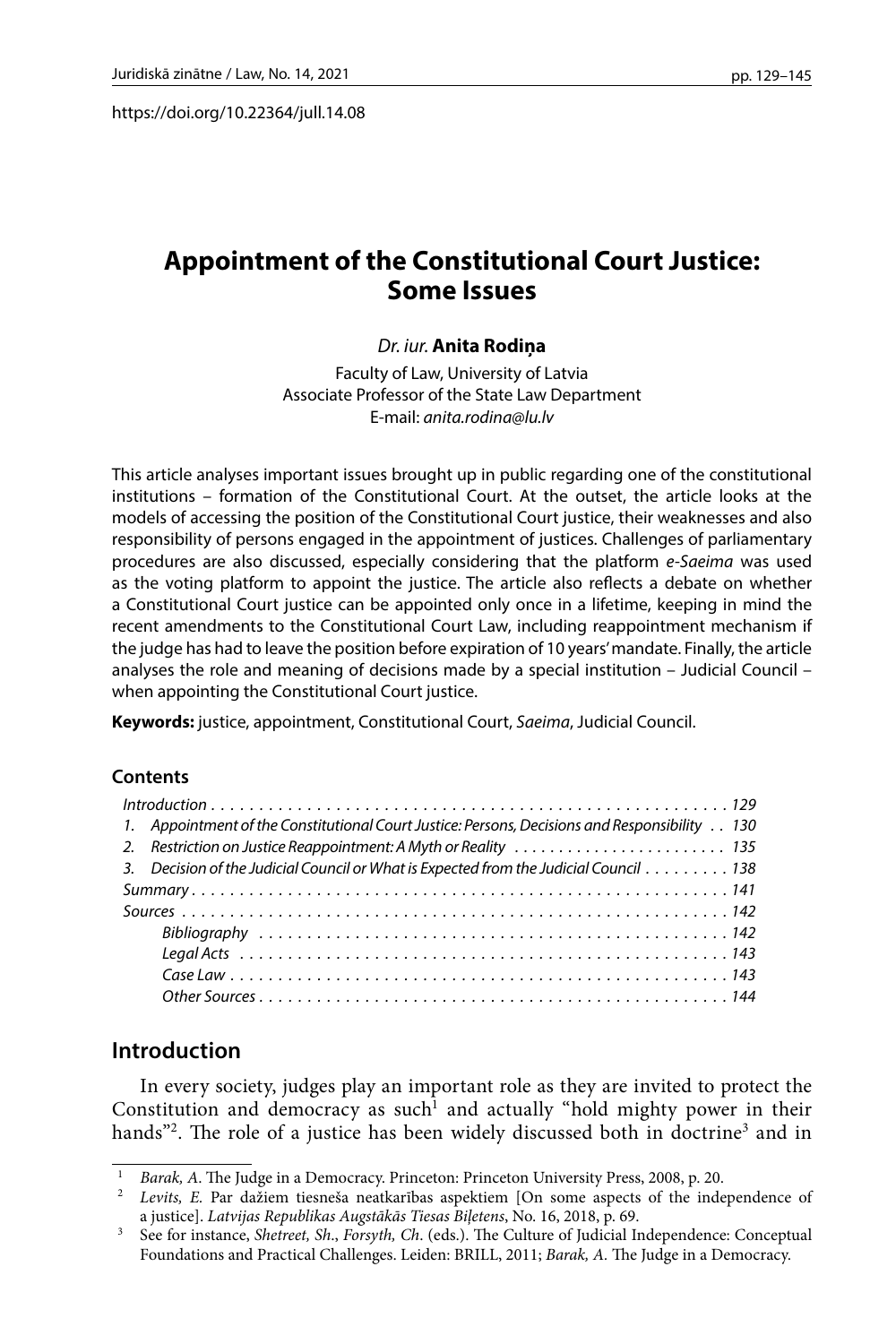https://doi.org/10.22364/jull.14.08

# Appointment of the Constitutional Court Justice: Some Issues

*Dr. iur.* **Anita Rodiņa**

Faculty of Law, University of Latvia
Associate Professor of the State Law Department
E-mail: *anita.rodina@lu.lv*

This article analyses important issues brought up in public regarding one of the constitutional institutions – formation of the Constitutional Court. At the outset, the article looks at the models of accessing the position of the Constitutional Court justice, their weaknesses and also responsibility of persons engaged in the appointment of justices. Challenges of parliamentary procedures are also discussed, especially considering that the platform *e-Saeima* was used as the voting platform to appoint the justice. The article also reflects a debate on whether a Constitutional Court justice can be appointed only once in a lifetime, keeping in mind the recent amendments to the Constitutional Court Law, including reappointment mechanism if the judge has had to leave the position before expiration of 10 years' mandate. Finally, the article analyses the role and meaning of decisions made by a special institution – Judicial Council – when appointing the Constitutional Court justice.

**Keywords:** justice, appointment, Constitutional Court, *Saeima*, Judicial Council.

## Contents

*Introduction* . . . 129
*1. Appointment of the Constitutional Court Justice: Persons, Decisions and Responsibility* . . . 130
*2. Restriction on Justice Reappointment: A Myth or Reality* . . . 135
*3. Decision of the Judicial Council or What is Expected from the Judicial Council* . . . 138
*Summary* . . . 141
*Sources* . . . 142
  *Bibliography* . . . 142
  *Legal Acts* . . . 143
  *Case Law* . . . 143
  *Other Sources* . . . 144

## Introduction

In every society, judges play an important role as they are invited to protect the Constitution and democracy as such[1] and actually "hold mighty power in their hands"[2]. The role of a justice has been widely discussed both in doctrine[3] and in

---

[1] *Barak, A.* The Judge in a Democracy. Princeton: Princeton University Press, 2008, p. 20.

[2] *Levits, E.* Par dažiem tiesneša neatkarības aspektiem [On some aspects of the independence of a justice]. *Latvijas Republikas Augstākās Tiesas Biļetens*, No. 16, 2018, p. 69.

[3] See for instance, *Shetreet, Sh.*, *Forsyth, Ch.* (eds.). The Culture of Judicial Independence: Conceptual Foundations and Practical Challenges. Leiden: BRILL, 2011; *Barak, A.* The Judge in a Democracy.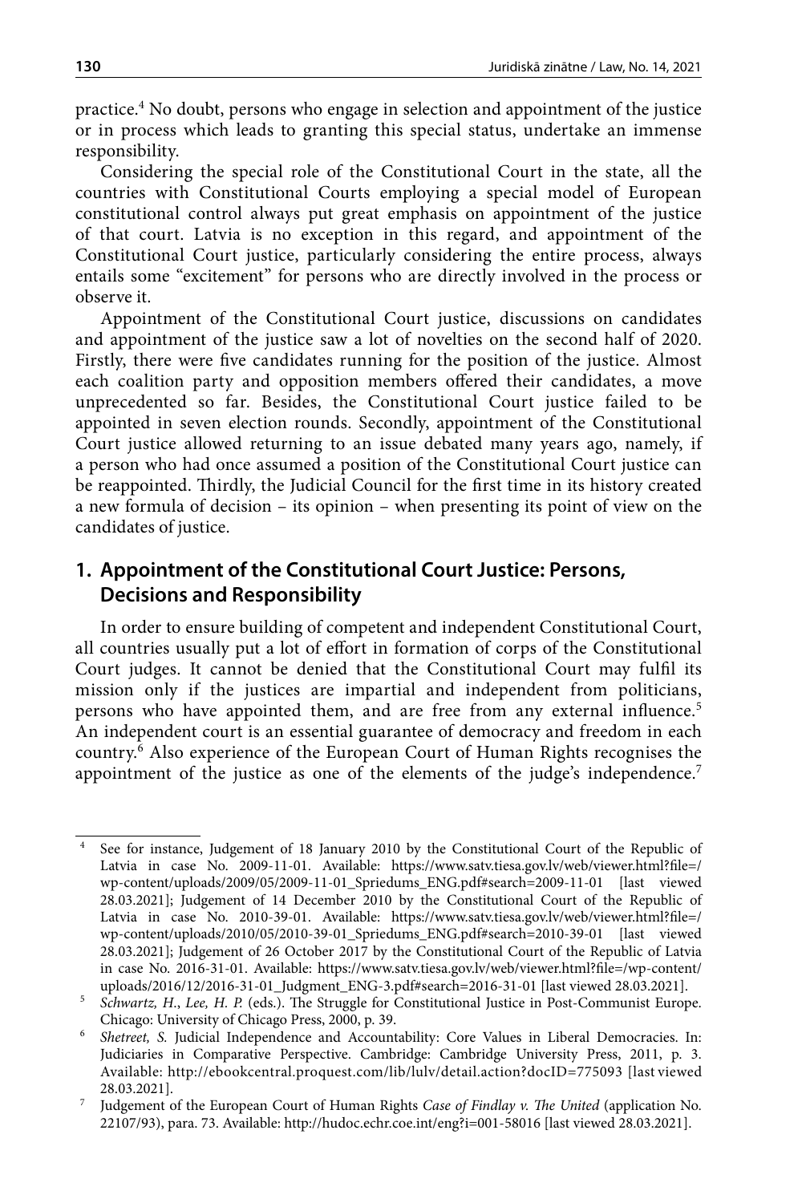practice.[4] No doubt, persons who engage in selection and appointment of the justice or in process which leads to granting this special status, undertake an immense responsibility.

Considering the special role of the Constitutional Court in the state, all the countries with Constitutional Courts employing a special model of European constitutional control always put great emphasis on appointment of the justice of that court. Latvia is no exception in this regard, and appointment of the Constitutional Court justice, particularly considering the entire process, always entails some "excitement" for persons who are directly involved in the process or observe it.

Appointment of the Constitutional Court justice, discussions on candidates and appointment of the justice saw a lot of novelties on the second half of 2020. Firstly, there were five candidates running for the position of the justice. Almost each coalition party and opposition members offered their candidates, a move unprecedented so far. Besides, the Constitutional Court justice failed to be appointed in seven election rounds. Secondly, appointment of the Constitutional Court justice allowed returning to an issue debated many years ago, namely, if a person who had once assumed a position of the Constitutional Court justice can be reappointed. Thirdly, the Judicial Council for the first time in its history created a new formula of decision – its opinion – when presenting its point of view on the candidates of justice.

## 1. Appointment of the Constitutional Court Justice: Persons, Decisions and Responsibility

In order to ensure building of competent and independent Constitutional Court, all countries usually put a lot of effort in formation of corps of the Constitutional Court judges. It cannot be denied that the Constitutional Court may fulfil its mission only if the justices are impartial and independent from politicians, persons who have appointed them, and are free from any external influence.[5] An independent court is an essential guarantee of democracy and freedom in each country.[6] Also experience of the European Court of Human Rights recognises the appointment of the justice as one of the elements of the judge's independence.[7]

---

[4] See for instance, Judgement of 18 January 2010 by the Constitutional Court of the Republic of Latvia in case No. 2009-11-01. Available: https://www.satv.tiesa.gov.lv/web/viewer.html?file=/wp-content/uploads/2009/05/2009-11-01_Spriedums_ENG.pdf#search=2009-11-01 [last viewed 28.03.2021]; Judgement of 14 December 2010 by the Constitutional Court of the Republic of Latvia in case No. 2010-39-01. Available: https://www.satv.tiesa.gov.lv/web/viewer.html?file=/wp-content/uploads/2010/05/2010-39-01_Spriedums_ENG.pdf#search=2010-39-01 [last viewed 28.03.2021]; Judgement of 26 October 2017 by the Constitutional Court of the Republic of Latvia in case No. 2016-31-01. Available: https://www.satv.tiesa.gov.lv/web/viewer.html?file=/wp-content/uploads/2016/12/2016-31-01_Judgment_ENG-3.pdf#search=2016-31-01 [last viewed 28.03.2021].

[5] *Schwartz, H., Lee, H. P.* (eds.). The Struggle for Constitutional Justice in Post-Communist Europe. Chicago: University of Chicago Press, 2000, p. 39.

[6] *Shetreet, S.* Judicial Independence and Accountability: Core Values in Liberal Democracies. In: Judiciaries in Comparative Perspective. Cambridge: Cambridge University Press, 2011, p. 3. Available: http://ebookcentral.proquest.com/lib/lulv/detail.action?docID=775093 [last viewed 28.03.2021].

[7] Judgement of the European Court of Human Rights *Case of Findlay v. The United* (application No. 22107/93), para. 73. Available: http://hudoc.echr.coe.int/eng?i=001-58016 [last viewed 28.03.2021].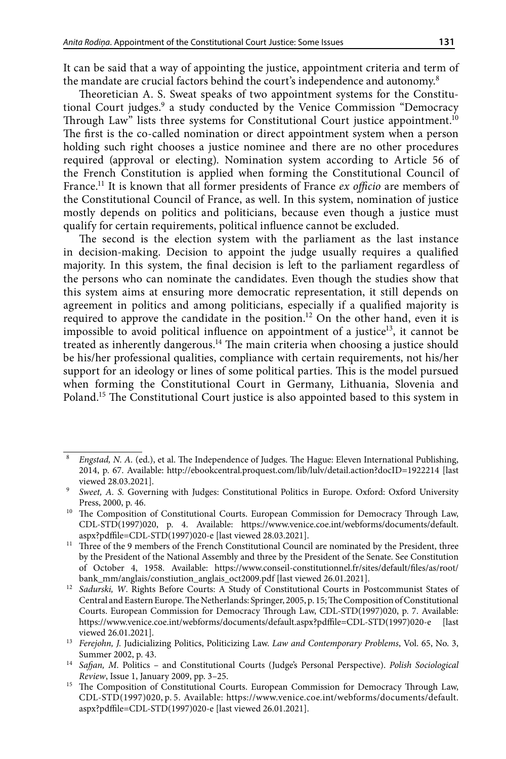It can be said that a way of appointing the justice, appointment criteria and term of the mandate are crucial factors behind the court's independence and autonomy.[8]

Theoretician A. S. Sweat speaks of two appointment systems for the Constitutional Court judges.[9] a study conducted by the Venice Commission "Democracy Through Law" lists three systems for Constitutional Court justice appointment.[10] The first is the co-called nomination or direct appointment system when a person holding such right chooses a justice nominee and there are no other procedures required (approval or electing). Nomination system according to Article 56 of the French Constitution is applied when forming the Constitutional Council of France.[11] It is known that all former presidents of France *ex officio* are members of the Constitutional Council of France, as well. In this system, nomination of justice mostly depends on politics and politicians, because even though a justice must qualify for certain requirements, political influence cannot be excluded.

The second is the election system with the parliament as the last instance in decision-making. Decision to appoint the judge usually requires a qualified majority. In this system, the final decision is left to the parliament regardless of the persons who can nominate the candidates. Even though the studies show that this system aims at ensuring more democratic representation, it still depends on agreement in politics and among politicians, especially if a qualified majority is required to approve the candidate in the position.[12] On the other hand, even it is impossible to avoid political influence on appointment of a justice[13], it cannot be treated as inherently dangerous.[14] The main criteria when choosing a justice should be his/her professional qualities, compliance with certain requirements, not his/her support for an ideology or lines of some political parties. This is the model pursued when forming the Constitutional Court in Germany, Lithuania, Slovenia and Poland.[15] The Constitutional Court justice is also appointed based to this system in

---

[8] *Engstad, N. A.* (ed.), et al. The Independence of Judges. The Hague: Eleven International Publishing, 2014, p. 67. Available: http://ebookcentral.proquest.com/lib/lulv/detail.action?docID=1922214 [last viewed 28.03.2021].

[9] *Sweet, A. S.* Governing with Judges: Constitutional Politics in Europe. Oxford: Oxford University Press, 2000, p. 46.

[10] The Composition of Constitutional Courts. European Commission for Democracy Through Law, CDL-STD(1997)020, p. 4. Available: https://www.venice.coe.int/webforms/documents/default.aspx?pdffile=CDL-STD(1997)020-e [last viewed 28.03.2021].

[11] Three of the 9 members of the French Constitutional Council are nominated by the President, three by the President of the National Assembly and three by the President of the Senate. See Constitution of October 4, 1958. Available: https://www.conseil-constitutionnel.fr/sites/default/files/as/root/bank_mm/anglais/constiution_anglais_oct2009.pdf [last viewed 26.01.2021].

[12] *Sadurski, W*. Rights Before Courts: A Study of Constitutional Courts in Postcommunist States of Central and Eastern Europe. The Netherlands: Springer, 2005, p. 15; The Composition of Constitutional Courts. European Commission for Democracy Through Law, CDL-STD(1997)020, p. 7. Available: https://www.venice.coe.int/webforms/documents/default.aspx?pdffile=CDL-STD(1997)020-e [last viewed 26.01.2021].

[13] *Ferejohn, J.* Judicializing Politics, Politicizing Law. *Law and Contemporary Problems*, Vol. 65, No. 3, Summer 2002, p. 43.

[14] *Safjan, M*. Politics – and Constitutional Courts (Judge's Personal Perspective). *Polish Sociological Review*, Issue 1, January 2009, pp. 3–25.

[15] The Composition of Constitutional Courts. European Commission for Democracy Through Law, CDL-STD(1997)020, p. 5. Available: https://www.venice.coe.int/webforms/documents/default.aspx?pdffile=CDL-STD(1997)020-e [last viewed 26.01.2021].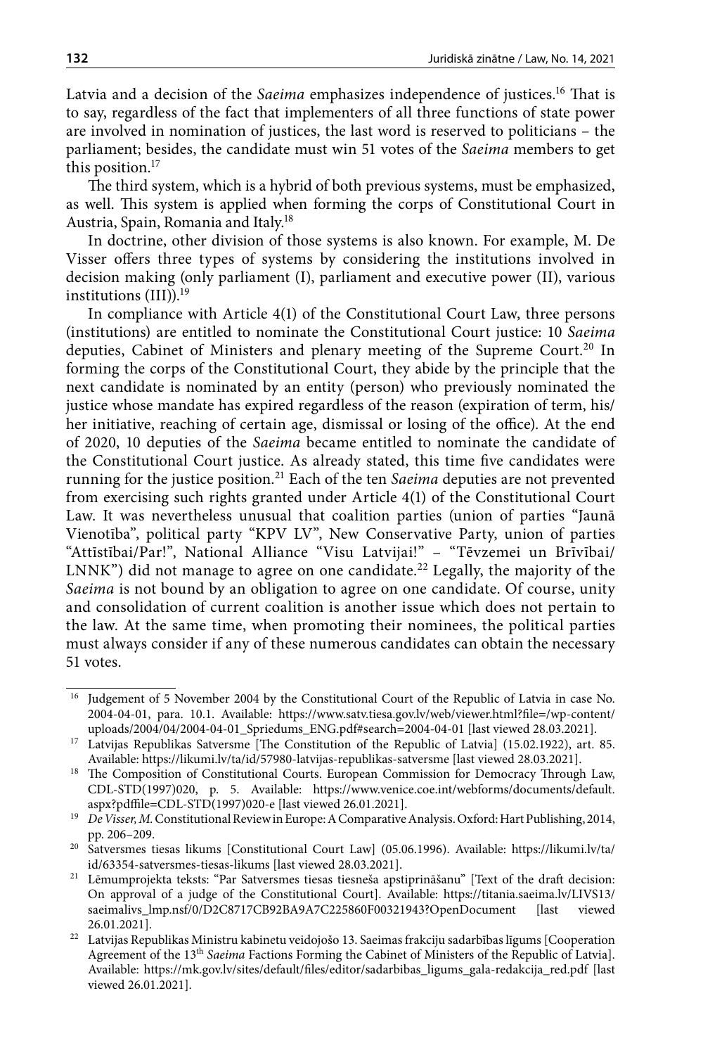Latvia and a decision of the *Saeima* emphasizes independence of justices.[16] That is to say, regardless of the fact that implementers of all three functions of state power are involved in nomination of justices, the last word is reserved to politicians – the parliament; besides, the candidate must win 51 votes of the *Saeima* members to get this position.[17]

The third system, which is a hybrid of both previous systems, must be emphasized, as well. This system is applied when forming the corps of Constitutional Court in Austria, Spain, Romania and Italy.[18]

In doctrine, other division of those systems is also known. For example, M. De Visser offers three types of systems by considering the institutions involved in decision making (only parliament (I), parliament and executive power (II), various institutions (III)).[19]

In compliance with Article 4(1) of the Constitutional Court Law, three persons (institutions) are entitled to nominate the Constitutional Court justice: 10 *Saeima* deputies, Cabinet of Ministers and plenary meeting of the Supreme Court.[20] In forming the corps of the Constitutional Court, they abide by the principle that the next candidate is nominated by an entity (person) who previously nominated the justice whose mandate has expired regardless of the reason (expiration of term, his/her initiative, reaching of certain age, dismissal or losing of the office). At the end of 2020, 10 deputies of the *Saeima* became entitled to nominate the candidate of the Constitutional Court justice. As already stated, this time five candidates were running for the justice position.[21] Each of the ten *Saeima* deputies are not prevented from exercising such rights granted under Article 4(1) of the Constitutional Court Law. It was nevertheless unusual that coalition parties (union of parties "Jaunā Vienotība", political party "KPV LV", New Conservative Party, union of parties "Attīstībai/Par!", National Alliance "Visu Latvijai!" – "Tēvzemei un Brīvībai/LNNK") did not manage to agree on one candidate.[22] Legally, the majority of the *Saeima* is not bound by an obligation to agree on one candidate. Of course, unity and consolidation of current coalition is another issue which does not pertain to the law. At the same time, when promoting their nominees, the political parties must always consider if any of these numerous candidates can obtain the necessary 51 votes.

---

[16] Judgement of 5 November 2004 by the Constitutional Court of the Republic of Latvia in case No. 2004-04-01, para. 10.1. Available: https://www.satv.tiesa.gov.lv/web/viewer.html?file=/wp-content/uploads/2004/04/2004-04-01_Spriedums_ENG.pdf#search=2004-04-01 [last viewed 28.03.2021].

[17] Latvijas Republikas Satversme [The Constitution of the Republic of Latvia] (15.02.1922), art. 85. Available: https://likumi.lv/ta/id/57980-latvijas-republikas-satversme [last viewed 28.03.2021].

[18] The Composition of Constitutional Courts. European Commission for Democracy Through Law, CDL-STD(1997)020, p. 5. Available: https://www.venice.coe.int/webforms/documents/default.aspx?pdffile=CDL-STD(1997)020-e [last viewed 26.01.2021].

[19] *De Visser, M.* Constitutional Review in Europe: A Comparative Analysis. Oxford: Hart Publishing, 2014, pp. 206–209.

[20] Satversmes tiesas likums [Constitutional Court Law] (05.06.1996). Available: https://likumi.lv/ta/id/63354-satversmes-tiesas-likums [last viewed 28.03.2021].

[21] Lēmumprojekta teksts: "Par Satversmes tiesas tiesneša apstiprināšanu" [Text of the draft decision: On approval of a judge of the Constitutional Court]. Available: https://titania.saeima.lv/LIVS13/saeimalivs_lmp.nsf/0/D2C8717CB92BA9A7C225860F00321943?OpenDocument [last viewed 26.01.2021].

[22] Latvijas Republikas Ministru kabinetu veidojošo 13. Saeimas frakciju sadarbības līgums [Cooperation Agreement of the 13th *Saeima* Factions Forming the Cabinet of Ministers of the Republic of Latvia]. Available: https://mk.gov.lv/sites/default/files/editor/sadarbibas_ligums_gala-redakcija_red.pdf [last viewed 26.01.2021].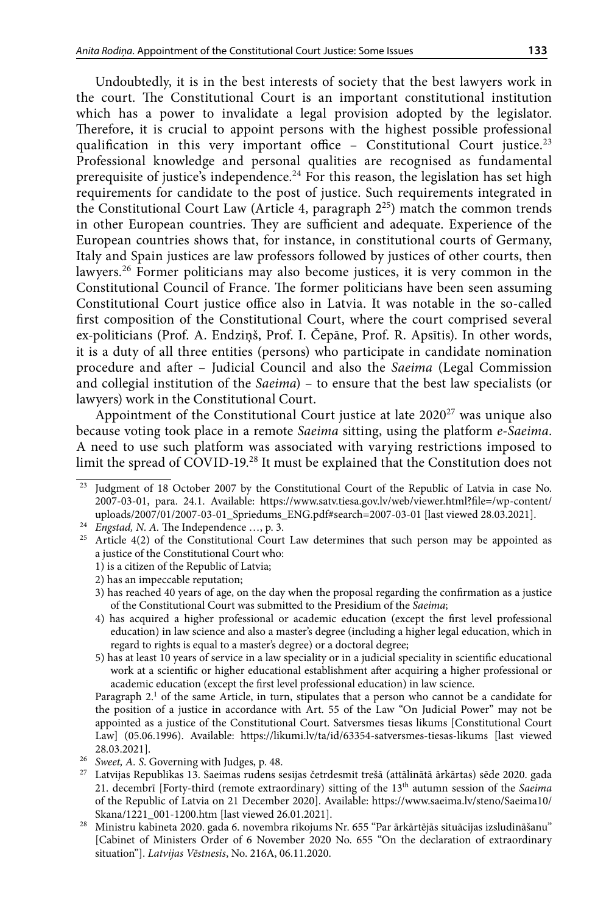Undoubtedly, it is in the best interests of society that the best lawyers work in the court. The Constitutional Court is an important constitutional institution which has a power to invalidate a legal provision adopted by the legislator. Therefore, it is crucial to appoint persons with the highest possible professional qualification in this very important office – Constitutional Court justice.[23] Professional knowledge and personal qualities are recognised as fundamental prerequisite of justice's independence.[24] For this reason, the legislation has set high requirements for candidate to the post of justice. Such requirements integrated in the Constitutional Court Law (Article 4, paragraph 2[25]) match the common trends in other European countries. They are sufficient and adequate. Experience of the European countries shows that, for instance, in constitutional courts of Germany, Italy and Spain justices are law professors followed by justices of other courts, then lawyers.[26] Former politicians may also become justices, it is very common in the Constitutional Council of France. The former politicians have been seen assuming Constitutional Court justice office also in Latvia. It was notable in the so-called first composition of the Constitutional Court, where the court comprised several ex-politicians (Prof. A. Endziņš, Prof. I. Čepāne, Prof. R. Apsītis). In other words, it is a duty of all three entities (persons) who participate in candidate nomination procedure and after – Judicial Council and also the *Saeima* (Legal Commission and collegial institution of the *Saeima*) – to ensure that the best law specialists (or lawyers) work in the Constitutional Court.

Appointment of the Constitutional Court justice at late 2020[27] was unique also because voting took place in a remote *Saeima* sitting, using the platform *e-Saeima*. A need to use such platform was associated with varying restrictions imposed to limit the spread of COVID-19.[28] It must be explained that the Constitution does not

---

[23] Judgment of 18 October 2007 by the Constitutional Court of the Republic of Latvia in case No. 2007-03-01, para. 24.1. Available: https://www.satv.tiesa.gov.lv/web/viewer.html?file=/wp-content/uploads/2007/01/2007-03-01_Spriedums_ENG.pdf#search=2007-03-01 [last viewed 28.03.2021].

[24] *Engstad, N. A.* The Independence …, p. 3.

[25] Article 4(2) of the Constitutional Court Law determines that such person may be appointed as a justice of the Constitutional Court who:

1) is a citizen of the Republic of Latvia;
2) has an impeccable reputation;
3) has reached 40 years of age, on the day when the proposal regarding the confirmation as a justice of the Constitutional Court was submitted to the Presidium of the *Saeima*;
4) has acquired a higher professional or academic education (except the first level professional education) in law science and also a master's degree (including a higher legal education, which in regard to rights is equal to a master's degree) or a doctoral degree;
5) has at least 10 years of service in a law speciality or in a judicial speciality in scientific educational work at a scientific or higher educational establishment after acquiring a higher professional or academic education (except the first level professional education) in law science.

Paragraph 2.[1] of the same Article, in turn, stipulates that a person who cannot be a candidate for the position of a justice in accordance with Art. 55 of the Law "On Judicial Power" may not be appointed as a justice of the Constitutional Court. Satversmes tiesas likums [Constitutional Court Law] (05.06.1996). Available: https://likumi.lv/ta/id/63354-satversmes-tiesas-likums [last viewed 28.03.2021].

[26] *Sweet, A. S.* Governing with Judges, p. 48.

[27] Latvijas Republikas 13. Saeimas rudens sesijas četrdesmit trešā (attālinātā ārkārtas) sēde 2020. gada 21. decembrī [Forty-third (remote extraordinary) sitting of the 13th autumn session of the *Saeima* of the Republic of Latvia on 21 December 2020]. Available: https://www.saeima.lv/steno/Saeima10/Skana/1221_001-1200.htm [last viewed 26.01.2021].

[28] Ministru kabineta 2020. gada 6. novembra rīkojums Nr. 655 "Par ārkārtējās situācijas izsludināšanu" [Cabinet of Ministers Order of 6 November 2020 No. 655 "On the declaration of extraordinary situation"]. *Latvijas Vēstnesis*, No. 216A, 06.11.2020.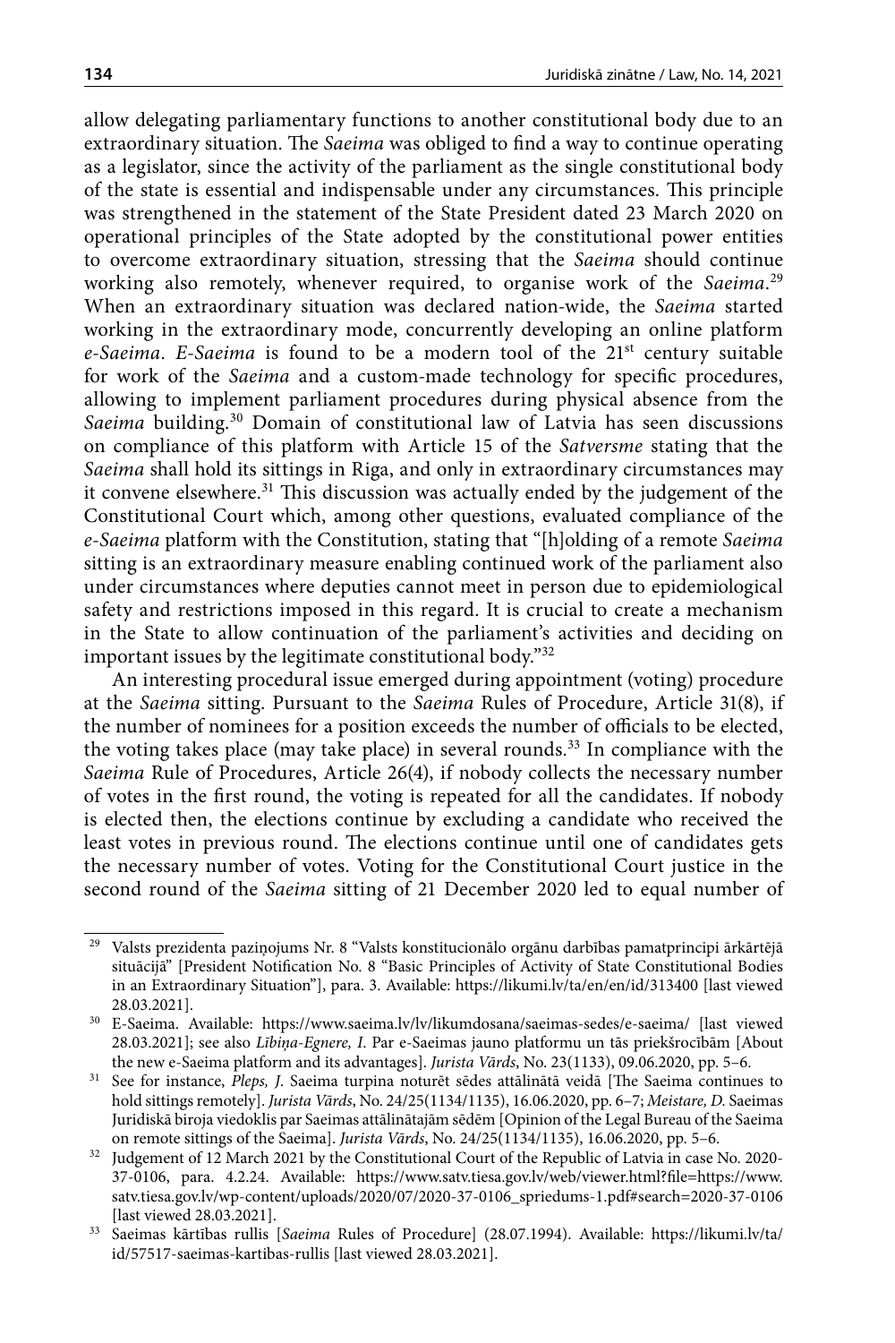allow delegating parliamentary functions to another constitutional body due to an extraordinary situation. The *Saeima* was obliged to find a way to continue operating as a legislator, since the activity of the parliament as the single constitutional body of the state is essential and indispensable under any circumstances. This principle was strengthened in the statement of the State President dated 23 March 2020 on operational principles of the State adopted by the constitutional power entities to overcome extraordinary situation, stressing that the *Saeima* should continue working also remotely, whenever required, to organise work of the *Saeima*.[29] When an extraordinary situation was declared nation-wide, the *Saeima* started working in the extraordinary mode, concurrently developing an online platform *e-Saeima*. *E-Saeima* is found to be a modern tool of the 21st century suitable for work of the *Saeima* and a custom-made technology for specific procedures, allowing to implement parliament procedures during physical absence from the *Saeima* building.[30] Domain of constitutional law of Latvia has seen discussions on compliance of this platform with Article 15 of the *Satversme* stating that the *Saeima* shall hold its sittings in Riga, and only in extraordinary circumstances may it convene elsewhere.[31] This discussion was actually ended by the judgement of the Constitutional Court which, among other questions, evaluated compliance of the *e-Saeima* platform with the Constitution, stating that "[h]olding of a remote *Saeima* sitting is an extraordinary measure enabling continued work of the parliament also under circumstances where deputies cannot meet in person due to epidemiological safety and restrictions imposed in this regard. It is crucial to create a mechanism in the State to allow continuation of the parliament's activities and deciding on important issues by the legitimate constitutional body."[32]

An interesting procedural issue emerged during appointment (voting) procedure at the *Saeima* sitting. Pursuant to the *Saeima* Rules of Procedure, Article 31(8), if the number of nominees for a position exceeds the number of officials to be elected, the voting takes place (may take place) in several rounds.[33] In compliance with the *Saeima* Rule of Procedures, Article 26(4), if nobody collects the necessary number of votes in the first round, the voting is repeated for all the candidates. If nobody is elected then, the elections continue by excluding a candidate who received the least votes in previous round. The elections continue until one of candidates gets the necessary number of votes. Voting for the Constitutional Court justice in the second round of the *Saeima* sitting of 21 December 2020 led to equal number of

---

[29] Valsts prezidenta paziņojums Nr. 8 "Valsts konstitucionālo orgānu darbības pamatprincipi ārkārtējā situācijā" [President Notification No. 8 "Basic Principles of Activity of State Constitutional Bodies in an Extraordinary Situation"], para. 3. Available: https://likumi.lv/ta/en/en/id/313400 [last viewed 28.03.2021].

[30] E-Saeima. Available: https://www.saeima.lv/lv/likumdosana/saeimas-sedes/e-saeima/ [last viewed 28.03.2021]; see also *Lībiņa-Egnere, I.* Par e-Saeimas jauno platformu un tās priekšrocībām [About the new e-Saeima platform and its advantages]. *Jurista Vārds*, No. 23(1133), 09.06.2020, pp. 5–6.

[31] See for instance, *Pleps, J.* Saeima turpina noturēt sēdes attālinātā veidā [The Saeima continues to hold sittings remotely]. *Jurista Vārds*, No. 24/25(1134/1135), 16.06.2020, pp. 6–7; *Meistare, D.* Saeimas Juridiskā biroja viedoklis par Saeimas attālinātajām sēdēm [Opinion of the Legal Bureau of the Saeima on remote sittings of the Saeima]. *Jurista Vārds*, No. 24/25(1134/1135), 16.06.2020, pp. 5–6.

[32] Judgement of 12 March 2021 by the Constitutional Court of the Republic of Latvia in case No. 2020-37-0106, para. 4.2.24. Available: https://www.satv.tiesa.gov.lv/web/viewer.html?file=https://www.satv.tiesa.gov.lv/wp-content/uploads/2020/07/2020-37-0106_spriedums-1.pdf#search=2020-37-0106 [last viewed 28.03.2021].

[33] Saeimas kārtības rullis [*Saeima* Rules of Procedure] (28.07.1994). Available: https://likumi.lv/ta/id/57517-saeimas-kartibas-rullis [last viewed 28.03.2021].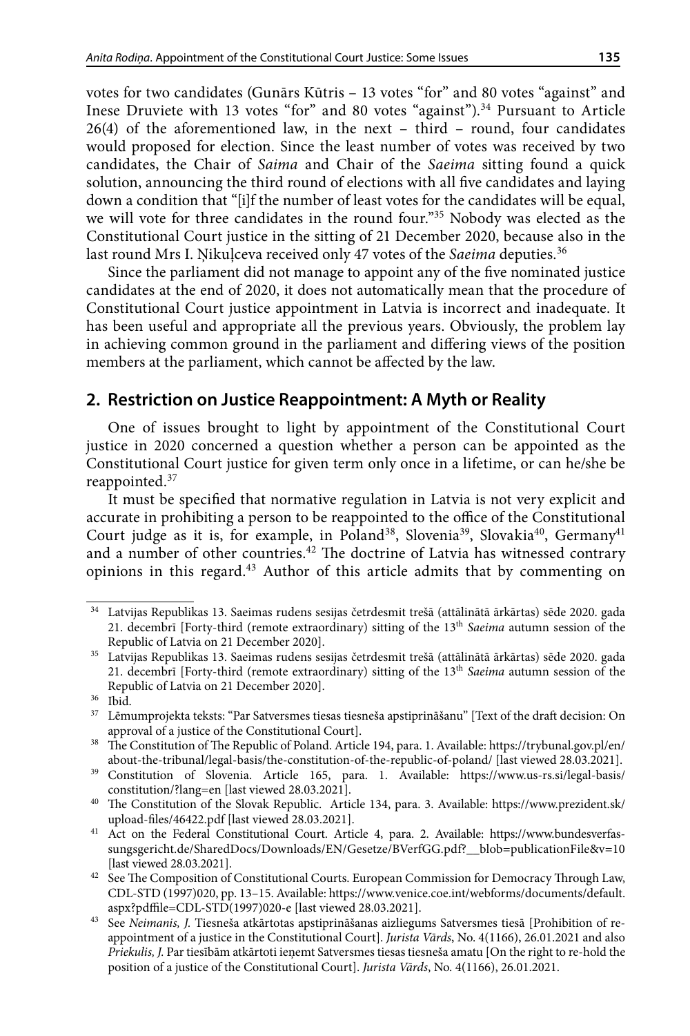votes for two candidates (Gunārs Kūtris – 13 votes "for" and 80 votes "against" and Inese Druviete with 13 votes "for" and 80 votes "against").[34] Pursuant to Article 26(4) of the aforementioned law, in the next – third – round, four candidates would proposed for election. Since the least number of votes was received by two candidates, the Chair of *Saima* and Chair of the *Saeima* sitting found a quick solution, announcing the third round of elections with all five candidates and laying down a condition that "[i]f the number of least votes for the candidates will be equal, we will vote for three candidates in the round four."[35] Nobody was elected as the Constitutional Court justice in the sitting of 21 December 2020, because also in the last round Mrs I. Ņikuļceva received only 47 votes of the *Saeima* deputies.[36]

Since the parliament did not manage to appoint any of the five nominated justice candidates at the end of 2020, it does not automatically mean that the procedure of Constitutional Court justice appointment in Latvia is incorrect and inadequate. It has been useful and appropriate all the previous years. Obviously, the problem lay in achieving common ground in the parliament and differing views of the position members at the parliament, which cannot be affected by the law.

## 2. Restriction on Justice Reappointment: A Myth or Reality

One of issues brought to light by appointment of the Constitutional Court justice in 2020 concerned a question whether a person can be appointed as the Constitutional Court justice for given term only once in a lifetime, or can he/she be reappointed.[37]

It must be specified that normative regulation in Latvia is not very explicit and accurate in prohibiting a person to be reappointed to the office of the Constitutional Court judge as it is, for example, in Poland[38], Slovenia[39], Slovakia[40], Germany[41] and a number of other countries.[42] The doctrine of Latvia has witnessed contrary opinions in this regard.[43] Author of this article admits that by commenting on

---

[34] Latvijas Republikas 13. Saeimas rudens sesijas četrdesmit trešā (attālinātā ārkārtas) sēde 2020. gada 21. decembrī [Forty-third (remote extraordinary) sitting of the 13th *Saeima* autumn session of the Republic of Latvia on 21 December 2020].

[35] Latvijas Republikas 13. Saeimas rudens sesijas četrdesmit trešā (attālinātā ārkārtas) sēde 2020. gada 21. decembrī [Forty-third (remote extraordinary) sitting of the 13th *Saeima* autumn session of the Republic of Latvia on 21 December 2020].

[36] Ibid.

[37] Lēmumprojekta teksts: "Par Satversmes tiesas tiesneša apstiprināšanu" [Text of the draft decision: On approval of a justice of the Constitutional Court].

[38] The Constitution of The Republic of Poland. Article 194, para. 1. Available: https://trybunal.gov.pl/en/about-the-tribunal/legal-basis/the-constitution-of-the-republic-of-poland/ [last viewed 28.03.2021].

[39] Constitution of Slovenia. Article 165, para. 1. Available: https://www.us-rs.si/legal-basis/constitution/?lang=en [last viewed 28.03.2021].

[40] The Constitution of the Slovak Republic. Article 134, para. 3. Available: https://www.prezident.sk/upload-files/46422.pdf [last viewed 28.03.2021].

[41] Act on the Federal Constitutional Court. Article 4, para. 2. Available: https://www.bundesverfassungsgericht.de/SharedDocs/Downloads/EN/Gesetze/BVerfGG.pdf?__blob=publicationFile&v=10 [last viewed 28.03.2021].

[42] See The Composition of Constitutional Courts. European Commission for Democracy Through Law, CDL-STD (1997)020, pp. 13–15. Available: https://www.venice.coe.int/webforms/documents/default.aspx?pdffile=CDL-STD(1997)020-e [last viewed 28.03.2021].

[43] See *Neimanis, J.* Tiesneša atkārtotas apstiprināšanas aizliegums Satversmes tiesā [Prohibition of re-appointment of a justice in the Constitutional Court]. *Jurista Vārds*, No. 4(1166), 26.01.2021 and also *Priekulis, J.* Par tiesībām atkārtoti ieņemt Satversmes tiesas tiesneša amatu [On the right to re-hold the position of a justice of the Constitutional Court]. *Jurista Vārds*, No. 4(1166), 26.01.2021.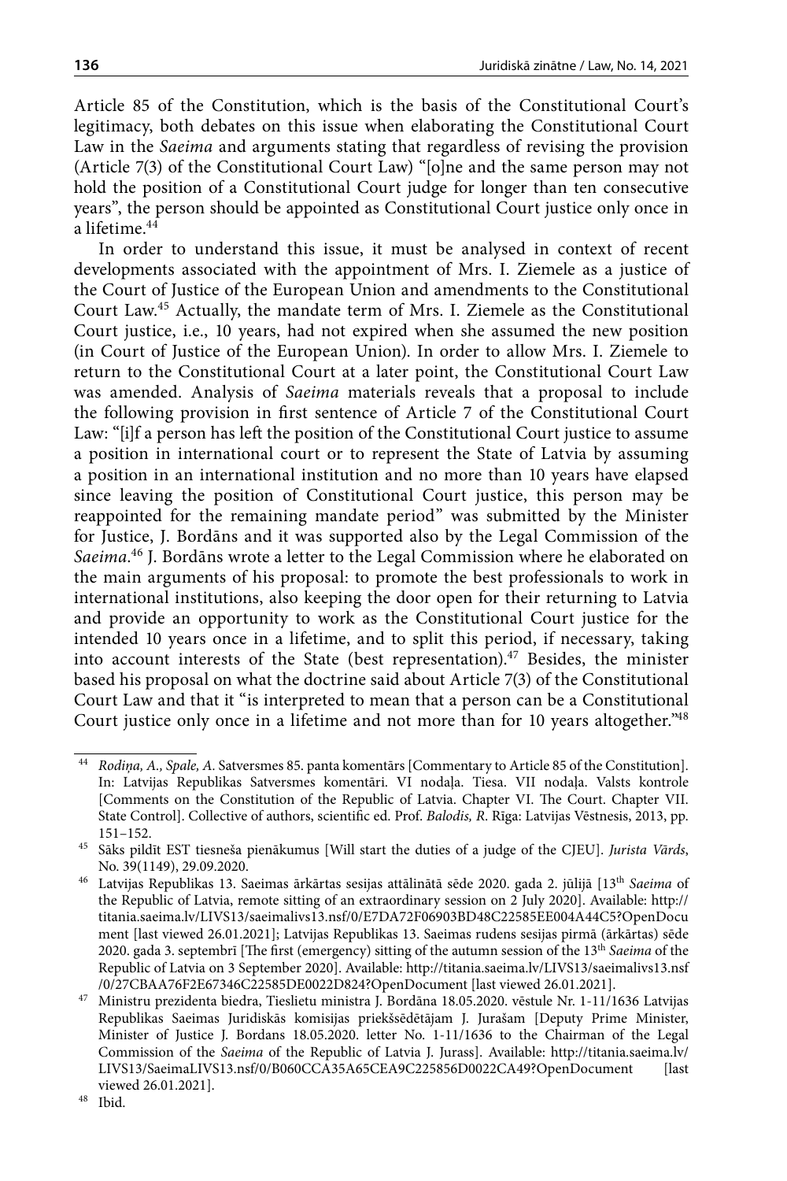Article 85 of the Constitution, which is the basis of the Constitutional Court's legitimacy, both debates on this issue when elaborating the Constitutional Court Law in the *Saeima* and arguments stating that regardless of revising the provision (Article 7(3) of the Constitutional Court Law) "[o]ne and the same person may not hold the position of a Constitutional Court judge for longer than ten consecutive years", the person should be appointed as Constitutional Court justice only once in a lifetime.[44]

In order to understand this issue, it must be analysed in context of recent developments associated with the appointment of Mrs. I. Ziemele as a justice of the Court of Justice of the European Union and amendments to the Constitutional Court Law.[45] Actually, the mandate term of Mrs. I. Ziemele as the Constitutional Court justice, i.e., 10 years, had not expired when she assumed the new position (in Court of Justice of the European Union). In order to allow Mrs. I. Ziemele to return to the Constitutional Court at a later point, the Constitutional Court Law was amended. Analysis of *Saeima* materials reveals that a proposal to include the following provision in first sentence of Article 7 of the Constitutional Court Law: "[i]f a person has left the position of the Constitutional Court justice to assume a position in international court or to represent the State of Latvia by assuming a position in an international institution and no more than 10 years have elapsed since leaving the position of Constitutional Court justice, this person may be reappointed for the remaining mandate period" was submitted by the Minister for Justice, J. Bordāns and it was supported also by the Legal Commission of the *Saeima*.[46] J. Bordāns wrote a letter to the Legal Commission where he elaborated on the main arguments of his proposal: to promote the best professionals to work in international institutions, also keeping the door open for their returning to Latvia and provide an opportunity to work as the Constitutional Court justice for the intended 10 years once in a lifetime, and to split this period, if necessary, taking into account interests of the State (best representation).[47] Besides, the minister based his proposal on what the doctrine said about Article 7(3) of the Constitutional Court Law and that it "is interpreted to mean that a person can be a Constitutional Court justice only once in a lifetime and not more than for 10 years altogether."[48]

---

[44] *Rodiņa, A., Spale, A.* Satversmes 85. panta komentārs [Commentary to Article 85 of the Constitution]. In: Latvijas Republikas Satversmes komentāri. VI nodaļa. Tiesa. VII nodaļa. Valsts kontrole [Comments on the Constitution of the Republic of Latvia. Chapter VI. The Court. Chapter VII. State Control]. Collective of authors, scientific ed. Prof. *Balodis, R*. Rīga: Latvijas Vēstnesis, 2013, pp. 151–152.

[45] Sāks pildīt EST tiesneša pienākumus [Will start the duties of a judge of the CJEU]. *Jurista Vārds*, No. 39(1149), 29.09.2020.

[46] Latvijas Republikas 13. Saeimas ārkārtas sesijas attālinātā sēde 2020. gada 2. jūlijā [13th *Saeima* of the Republic of Latvia, remote sitting of an extraordinary session on 2 July 2020]. Available: http://titania.saeima.lv/LIVS13/saeimalivs13.nsf/0/E7DA72F06903BD48C22585EE004A44C5?OpenDocument [last viewed 26.01.2021]; Latvijas Republikas 13. Saeimas rudens sesijas pirmā (ārkārtas) sēde 2020. gada 3. septembrī [The first (emergency) sitting of the autumn session of the 13th *Saeima* of the Republic of Latvia on 3 September 2020]. Available: http://titania.saeima.lv/LIVS13/saeimalivs13.nsf/0/27CBAA76F2E67346C22585DE0022D824?OpenDocument [last viewed 26.01.2021].

[47] Ministru prezidenta biedra, Tieslietu ministra J. Bordāna 18.05.2020. vēstule Nr. 1-11/1636 Latvijas Republikas Saeimas Juridiskās komisijas priekšsēdētājam J. Jurašam [Deputy Prime Minister, Minister of Justice J. Bordans 18.05.2020. letter No. 1-11/1636 to the Chairman of the Legal Commission of the *Saeima* of the Republic of Latvia J. Jurass]. Available: http://titania.saeima.lv/LIVS13/SaeimaLIVS13.nsf/0/B060CCA35A65CEA9C225856D0022CA49?OpenDocument [last viewed 26.01.2021].

[48] Ibid.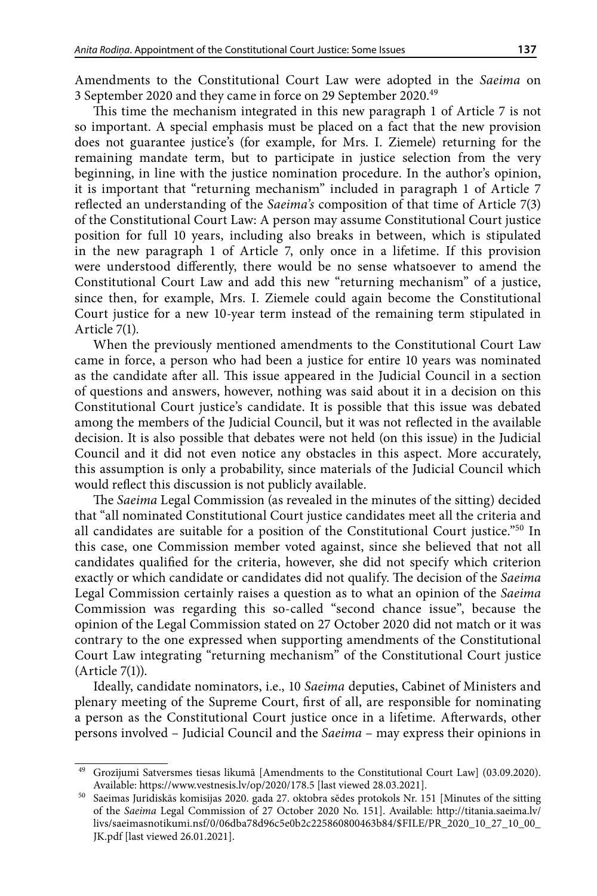Amendments to the Constitutional Court Law were adopted in the *Saeima* on 3 September 2020 and they came in force on 29 September 2020.[49]

This time the mechanism integrated in this new paragraph 1 of Article 7 is not so important. A special emphasis must be placed on a fact that the new provision does not guarantee justice's (for example, for Mrs. I. Ziemele) returning for the remaining mandate term, but to participate in justice selection from the very beginning, in line with the justice nomination procedure. In the author's opinion, it is important that "returning mechanism" included in paragraph 1 of Article 7 reflected an understanding of the *Saeima's* composition of that time of Article 7(3) of the Constitutional Court Law: A person may assume Constitutional Court justice position for full 10 years, including also breaks in between, which is stipulated in the new paragraph 1 of Article 7, only once in a lifetime. If this provision were understood differently, there would be no sense whatsoever to amend the Constitutional Court Law and add this new "returning mechanism" of a justice, since then, for example, Mrs. I. Ziemele could again become the Constitutional Court justice for a new 10-year term instead of the remaining term stipulated in Article 7(1).

When the previously mentioned amendments to the Constitutional Court Law came in force, a person who had been a justice for entire 10 years was nominated as the candidate after all. This issue appeared in the Judicial Council in a section of questions and answers, however, nothing was said about it in a decision on this Constitutional Court justice's candidate. It is possible that this issue was debated among the members of the Judicial Council, but it was not reflected in the available decision. It is also possible that debates were not held (on this issue) in the Judicial Council and it did not even notice any obstacles in this aspect. More accurately, this assumption is only a probability, since materials of the Judicial Council which would reflect this discussion is not publicly available.

The *Saeima* Legal Commission (as revealed in the minutes of the sitting) decided that "all nominated Constitutional Court justice candidates meet all the criteria and all candidates are suitable for a position of the Constitutional Court justice."[50] In this case, one Commission member voted against, since she believed that not all candidates qualified for the criteria, however, she did not specify which criterion exactly or which candidate or candidates did not qualify. The decision of the *Saeima* Legal Commission certainly raises a question as to what an opinion of the *Saeima* Commission was regarding this so-called "second chance issue", because the opinion of the Legal Commission stated on 27 October 2020 did not match or it was contrary to the one expressed when supporting amendments of the Constitutional Court Law integrating "returning mechanism" of the Constitutional Court justice (Article 7(1)).

Ideally, candidate nominators, i.e., 10 *Saeima* deputies, Cabinet of Ministers and plenary meeting of the Supreme Court, first of all, are responsible for nominating a person as the Constitutional Court justice once in a lifetime. Afterwards, other persons involved – Judicial Council and the *Saeima* – may express their opinions in

---

[49] Grozījumi Satversmes tiesas likumā [Amendments to the Constitutional Court Law] (03.09.2020). Available: https://www.vestnesis.lv/op/2020/178.5 [last viewed 28.03.2021].

[50] Saeimas Juridiskās komisijas 2020. gada 27. oktobra sēdes protokols Nr. 151 [Minutes of the sitting of the *Saeima* Legal Commission of 27 October 2020 No. 151]. Available: http://titania.saeima.lv/livs/saeimasnotikumi.nsf/0/06dba78d96c5e0b2c225860800463b84/$FILE/PR_2020_10_27_10_00_JK.pdf [last viewed 26.01.2021].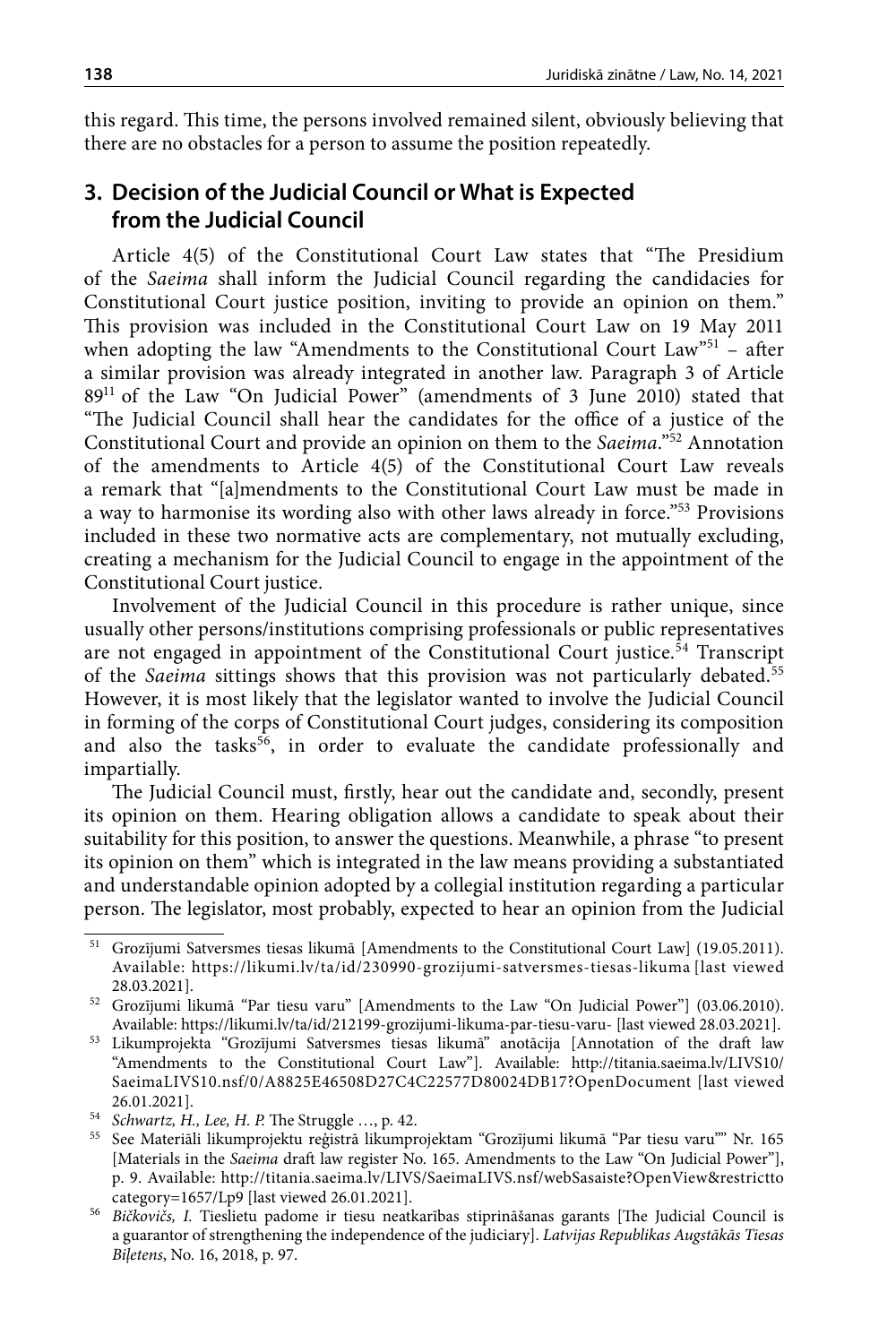this regard. This time, the persons involved remained silent, obviously believing that there are no obstacles for a person to assume the position repeatedly.

## 3. Decision of the Judicial Council or What is Expected from the Judicial Council

Article 4(5) of the Constitutional Court Law states that "The Presidium of the *Saeima* shall inform the Judicial Council regarding the candidacies for Constitutional Court justice position, inviting to provide an opinion on them." This provision was included in the Constitutional Court Law on 19 May 2011 when adopting the law "Amendments to the Constitutional Court Law"[51] – after a similar provision was already integrated in another law. Paragraph 3 of Article 89[11] of the Law "On Judicial Power" (amendments of 3 June 2010) stated that "The Judicial Council shall hear the candidates for the office of a justice of the Constitutional Court and provide an opinion on them to the *Saeima*."[52] Annotation of the amendments to Article 4(5) of the Constitutional Court Law reveals a remark that "[a]mendments to the Constitutional Court Law must be made in a way to harmonise its wording also with other laws already in force."[53] Provisions included in these two normative acts are complementary, not mutually excluding, creating a mechanism for the Judicial Council to engage in the appointment of the Constitutional Court justice.

Involvement of the Judicial Council in this procedure is rather unique, since usually other persons/institutions comprising professionals or public representatives are not engaged in appointment of the Constitutional Court justice.[54] Transcript of the *Saeima* sittings shows that this provision was not particularly debated.[55] However, it is most likely that the legislator wanted to involve the Judicial Council in forming of the corps of Constitutional Court judges, considering its composition and also the tasks[56], in order to evaluate the candidate professionally and impartially.

The Judicial Council must, firstly, hear out the candidate and, secondly, present its opinion on them. Hearing obligation allows a candidate to speak about their suitability for this position, to answer the questions. Meanwhile, a phrase "to present its opinion on them" which is integrated in the law means providing a substantiated and understandable opinion adopted by a collegial institution regarding a particular person. The legislator, most probably, expected to hear an opinion from the Judicial

---

[51] Grozījumi Satversmes tiesas likumā [Amendments to the Constitutional Court Law] (19.05.2011). Available: https://likumi.lv/ta/id/230990-grozijumi-satversmes-tiesas-likuma [last viewed 28.03.2021].

[52] Grozījumi likumā "Par tiesu varu" [Amendments to the Law "On Judicial Power"] (03.06.2010). Available: https://likumi.lv/ta/id/212199-grozijumi-likuma-par-tiesu-varu- [last viewed 28.03.2021].

[53] Likumprojekta "Grozījumi Satversmes tiesas likumā" anotācija [Annotation of the draft law "Amendments to the Constitutional Court Law"]. Available: http://titania.saeima.lv/LIVS10/SaeimaLIVS10.nsf/0/A8825E46508D27C4C22577D80024DB17?OpenDocument [last viewed 26.01.2021].

[54] *Schwartz, H., Lee, H. P.* The Struggle …, p. 42.

[55] See Materiāli likumprojektu reģistrā likumprojektam "Grozījumi likumā "Par tiesu varu"" Nr. 165 [Materials in the *Saeima* draft law register No. 165. Amendments to the Law "On Judicial Power"], p. 9. Available: http://titania.saeima.lv/LIVS/SaeimaLIVS.nsf/webSasaiste?OpenView&restricttocategory=1657/Lp9 [last viewed 26.01.2021].

[56] *Bičkovičs, I.* Tieslietu padome ir tiesu neatkarības stiprināšanas garants [The Judicial Council is a guarantor of strengthening the independence of the judiciary]. *Latvijas Republikas Augstākās Tiesas Biļetens*, No. 16, 2018, p. 97.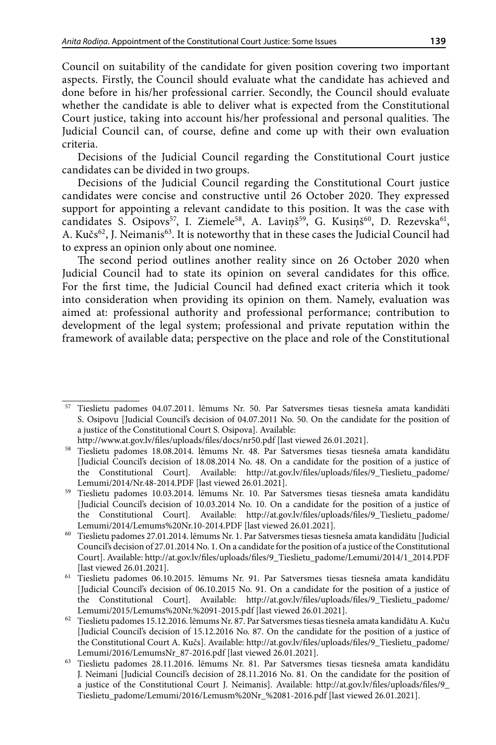Council on suitability of the candidate for given position covering two important aspects. Firstly, the Council should evaluate what the candidate has achieved and done before in his/her professional carrier. Secondly, the Council should evaluate whether the candidate is able to deliver what is expected from the Constitutional Court justice, taking into account his/her professional and personal qualities. The Judicial Council can, of course, define and come up with their own evaluation criteria.

Decisions of the Judicial Council regarding the Constitutional Court justice candidates can be divided in two groups.

Decisions of the Judicial Council regarding the Constitutional Court justice candidates were concise and constructive until 26 October 2020. They expressed support for appointing a relevant candidate to this position. It was the case with candidates S. Osipovs[57], I. Ziemele[58], A. Laviņš[59], G. Kusiņš[60], D. Rezevska[61], A. Kučs[62], J. Neimanis[63]. It is noteworthy that in these cases the Judicial Council had to express an opinion only about one nominee.

The second period outlines another reality since on 26 October 2020 when Judicial Council had to state its opinion on several candidates for this office. For the first time, the Judicial Council had defined exact criteria which it took into consideration when providing its opinion on them. Namely, evaluation was aimed at: professional authority and professional performance; contribution to development of the legal system; professional and private reputation within the framework of available data; perspective on the place and role of the Constitutional

---

[57] Tieslietu padomes 04.07.2011. lēmums Nr. 50. Par Satversmes tiesas tiesneša amata kandidāti S. Osipovu [Judicial Council's decision of 04.07.2011 No. 50. On the candidate for the position of a justice of the Constitutional Court S. Osipova]. Available: http://www.at.gov.lv/files/uploads/files/docs/nr50.pdf [last viewed 26.01.2021].

[58] Tieslietu padomes 18.08.2014. lēmums Nr. 48. Par Satversmes tiesas tiesneša amata kandidātu [Judicial Council's decision of 18.08.2014 No. 48. On a candidate for the position of a justice of the Constitutional Court]. Available: http://at.gov.lv/files/uploads/files/9_Tieslietu_padome/Lemumi/2014/Nr.48-2014.PDF [last viewed 26.01.2021].

[59] Tieslietu padomes 10.03.2014. lēmums Nr. 10. Par Satversmes tiesas tiesneša amata kandidātu [Judicial Council's decision of 10.03.2014 No. 10. On a candidate for the position of a justice of the Constitutional Court]. Available: http://at.gov.lv/files/uploads/files/9_Tieslietu_padome/Lemumi/2014/Lemums%20Nr.10-2014.PDF [last viewed 26.01.2021].

[60] Tieslietu padomes 27.01.2014. lēmums Nr. 1. Par Satversmes tiesas tiesneša amata kandidātu [Judicial Council's decision of 27.01.2014 No. 1. On a candidate for the position of a justice of the Constitutional Court]. Available: http://at.gov.lv/files/uploads/files/9_Tieslietu_padome/Lemumi/2014/1_2014.PDF [last viewed 26.01.2021].

[61] Tieslietu padomes 06.10.2015. lēmums Nr. 91. Par Satversmes tiesas tiesneša amata kandidātu [Judicial Council's decision of 06.10.2015 No. 91. On a candidate for the position of a justice of the Constitutional Court]. Available: http://at.gov.lv/files/uploads/files/9_Tieslietu_padome/Lemumi/2015/Lemums%20Nr.%2091-2015.pdf [last viewed 26.01.2021].

[62] Tieslietu padomes 15.12.2016. lēmums Nr. 87. Par Satversmes tiesas tiesneša amata kandidātu A. Kuču [Judicial Council's decision of 15.12.2016 No. 87. On the candidate for the position of a justice of the Constitutional Court A. Kučs]. Available: http://at.gov.lv/files/uploads/files/9_Tieslietu_padome/Lemumi/2016/LemumsNr_87-2016.pdf [last viewed 26.01.2021].

[63] Tieslietu padomes 28.11.2016. lēmums Nr. 81. Par Satversmes tiesas tiesneša amata kandidātu J. Neimani [Judicial Council's decision of 28.11.2016 No. 81. On the candidate for the position of a justice of the Constitutional Court J. Neimanis]. Available: http://at.gov.lv/files/uploads/files/9_Tieslietu_padome/Lemumi/2016/Lemusm%20Nr_%2081-2016.pdf [last viewed 26.01.2021].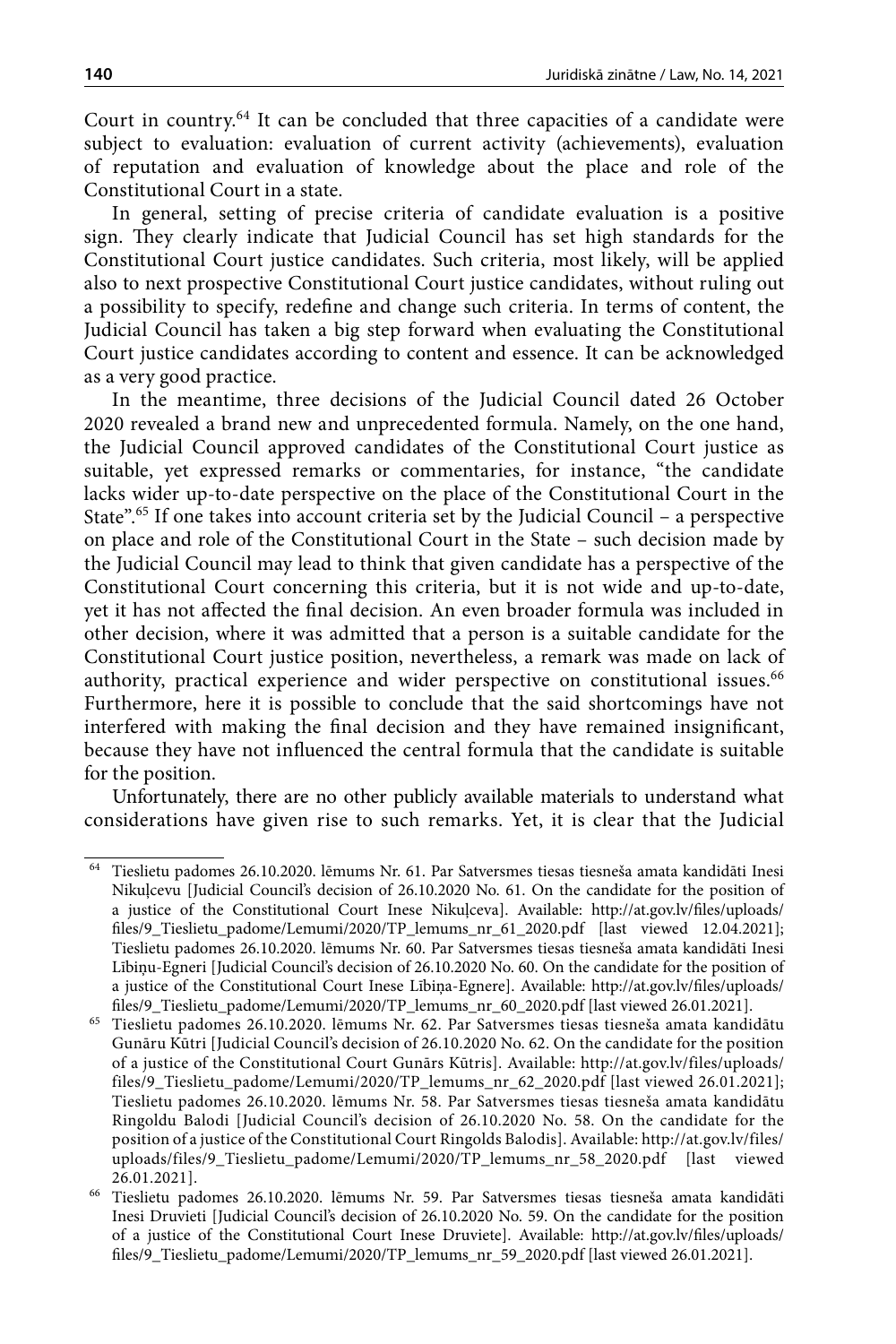Court in country.[64] It can be concluded that three capacities of a candidate were subject to evaluation: evaluation of current activity (achievements), evaluation of reputation and evaluation of knowledge about the place and role of the Constitutional Court in a state.

In general, setting of precise criteria of candidate evaluation is a positive sign. They clearly indicate that Judicial Council has set high standards for the Constitutional Court justice candidates. Such criteria, most likely, will be applied also to next prospective Constitutional Court justice candidates, without ruling out a possibility to specify, redefine and change such criteria. In terms of content, the Judicial Council has taken a big step forward when evaluating the Constitutional Court justice candidates according to content and essence. It can be acknowledged as a very good practice.

In the meantime, three decisions of the Judicial Council dated 26 October 2020 revealed a brand new and unprecedented formula. Namely, on the one hand, the Judicial Council approved candidates of the Constitutional Court justice as suitable, yet expressed remarks or commentaries, for instance, "the candidate lacks wider up-to-date perspective on the place of the Constitutional Court in the State".[65] If one takes into account criteria set by the Judicial Council – a perspective on place and role of the Constitutional Court in the State – such decision made by the Judicial Council may lead to think that given candidate has a perspective of the Constitutional Court concerning this criteria, but it is not wide and up-to-date, yet it has not affected the final decision. An even broader formula was included in other decision, where it was admitted that a person is a suitable candidate for the Constitutional Court justice position, nevertheless, a remark was made on lack of authority, practical experience and wider perspective on constitutional issues.[66] Furthermore, here it is possible to conclude that the said shortcomings have not interfered with making the final decision and they have remained insignificant, because they have not influenced the central formula that the candidate is suitable for the position.

Unfortunately, there are no other publicly available materials to understand what considerations have given rise to such remarks. Yet, it is clear that the Judicial

---

[64] Tieslietu padomes 26.10.2020. lēmums Nr. 61. Par Satversmes tiesas tiesneša amata kandidāti Inesi Nikuļcevu [Judicial Council's decision of 26.10.2020 No. 61. On the candidate for the position of a justice of the Constitutional Court Inese Nikuļceva]. Available: http://at.gov.lv/files/uploads/files/9_Tieslietu_padome/Lemumi/2020/TP_lemums_nr_61_2020.pdf [last viewed 12.04.2021]; Tieslietu padomes 26.10.2020. lēmums Nr. 60. Par Satversmes tiesas tiesneša amata kandidāti Inesi Lībiņu-Egneri [Judicial Council's decision of 26.10.2020 No. 60. On the candidate for the position of a justice of the Constitutional Court Inese Lībiņa-Egnere]. Available: http://at.gov.lv/files/uploads/files/9_Tieslietu_padome/Lemumi/2020/TP_lemums_nr_60_2020.pdf [last viewed 26.01.2021].

[65] Tieslietu padomes 26.10.2020. lēmums Nr. 62. Par Satversmes tiesas tiesneša amata kandidātu Gunāru Kūtri [Judicial Council's decision of 26.10.2020 No. 62. On the candidate for the position of a justice of the Constitutional Court Gunārs Kūtris]. Available: http://at.gov.lv/files/uploads/files/9_Tieslietu_padome/Lemumi/2020/TP_lemums_nr_62_2020.pdf [last viewed 26.01.2021]; Tieslietu padomes 26.10.2020. lēmums Nr. 58. Par Satversmes tiesas tiesneša amata kandidātu Ringoldu Balodi [Judicial Council's decision of 26.10.2020 No. 58. On the candidate for the position of a justice of the Constitutional Court Ringolds Balodis]. Available: http://at.gov.lv/files/uploads/files/9_Tieslietu_padome/Lemumi/2020/TP_lemums_nr_58_2020.pdf [last viewed 26.01.2021].

[66] Tieslietu padomes 26.10.2020. lēmums Nr. 59. Par Satversmes tiesas tiesneša amata kandidāti Inesi Druvieti [Judicial Council's decision of 26.10.2020 No. 59. On the candidate for the position of a justice of the Constitutional Court Inese Druviete]. Available: http://at.gov.lv/files/uploads/files/9_Tieslietu_padome/Lemumi/2020/TP_lemums_nr_59_2020.pdf [last viewed 26.01.2021].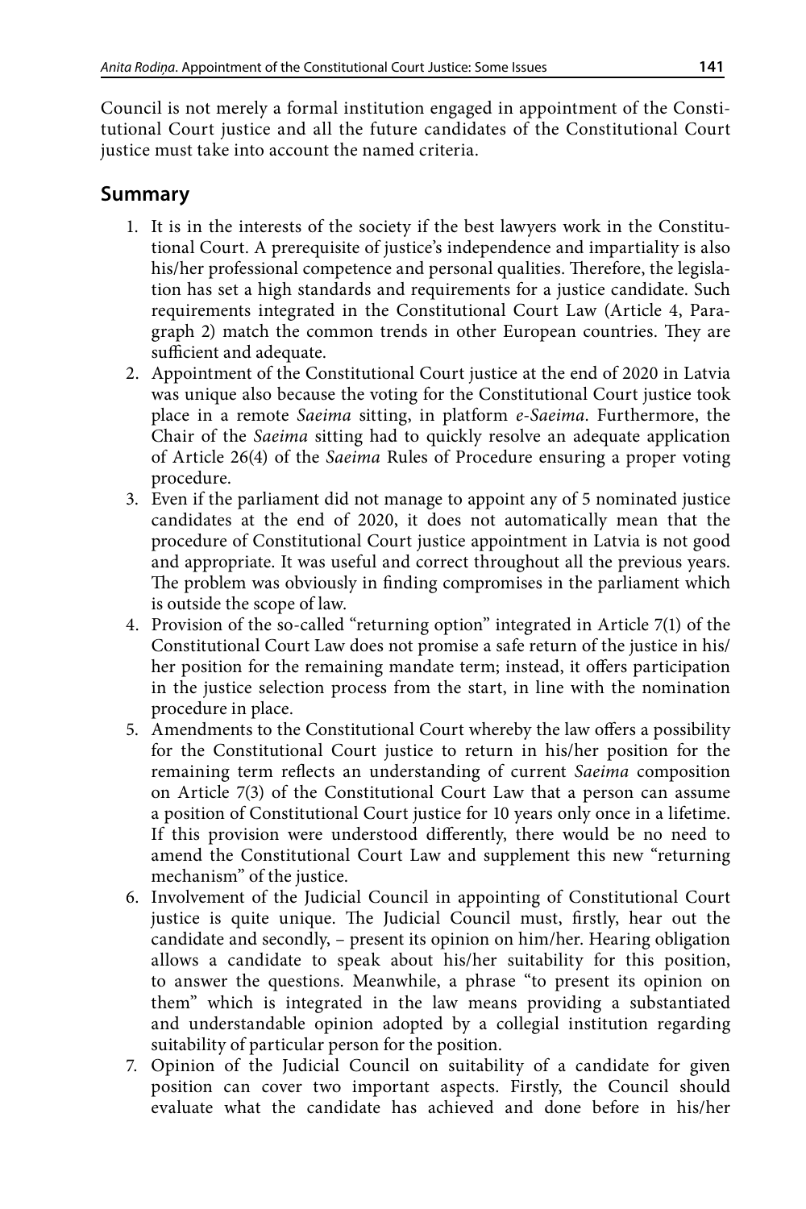Council is not merely a formal institution engaged in appointment of the Constitutional Court justice and all the future candidates of the Constitutional Court justice must take into account the named criteria.

## Summary

1. It is in the interests of the society if the best lawyers work in the Constitutional Court. A prerequisite of justice's independence and impartiality is also his/her professional competence and personal qualities. Therefore, the legislation has set a high standards and requirements for a justice candidate. Such requirements integrated in the Constitutional Court Law (Article 4, Paragraph 2) match the common trends in other European countries. They are sufficient and adequate.
2. Appointment of the Constitutional Court justice at the end of 2020 in Latvia was unique also because the voting for the Constitutional Court justice took place in a remote *Saeima* sitting, in platform *e-Saeima*. Furthermore, the Chair of the *Saeima* sitting had to quickly resolve an adequate application of Article 26(4) of the *Saeima* Rules of Procedure ensuring a proper voting procedure.
3. Even if the parliament did not manage to appoint any of 5 nominated justice candidates at the end of 2020, it does not automatically mean that the procedure of Constitutional Court justice appointment in Latvia is not good and appropriate. It was useful and correct throughout all the previous years. The problem was obviously in finding compromises in the parliament which is outside the scope of law.
4. Provision of the so-called "returning option" integrated in Article 7(1) of the Constitutional Court Law does not promise a safe return of the justice in his/her position for the remaining mandate term; instead, it offers participation in the justice selection process from the start, in line with the nomination procedure in place.
5. Amendments to the Constitutional Court whereby the law offers a possibility for the Constitutional Court justice to return in his/her position for the remaining term reflects an understanding of current *Saeima* composition on Article 7(3) of the Constitutional Court Law that a person can assume a position of Constitutional Court justice for 10 years only once in a lifetime. If this provision were understood differently, there would be no need to amend the Constitutional Court Law and supplement this new "returning mechanism" of the justice.
6. Involvement of the Judicial Council in appointing of Constitutional Court justice is quite unique. The Judicial Council must, firstly, hear out the candidate and secondly, – present its opinion on him/her. Hearing obligation allows a candidate to speak about his/her suitability for this position, to answer the questions. Meanwhile, a phrase "to present its opinion on them" which is integrated in the law means providing a substantiated and understandable opinion adopted by a collegial institution regarding suitability of particular person for the position.
7. Opinion of the Judicial Council on suitability of a candidate for given position can cover two important aspects. Firstly, the Council should evaluate what the candidate has achieved and done before in his/her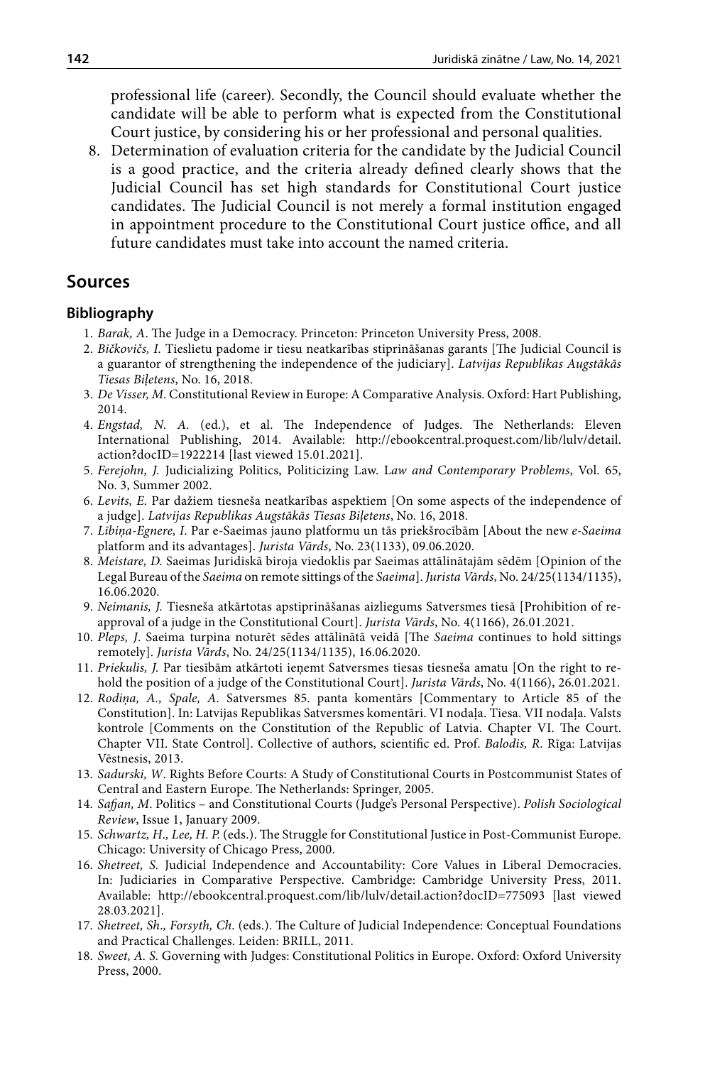professional life (career). Secondly, the Council should evaluate whether the candidate will be able to perform what is expected from the Constitutional Court justice, by considering his or her professional and personal qualities.

8. Determination of evaluation criteria for the candidate by the Judicial Council is a good practice, and the criteria already defined clearly shows that the Judicial Council has set high standards for Constitutional Court justice candidates. The Judicial Council is not merely a formal institution engaged in appointment procedure to the Constitutional Court justice office, and all future candidates must take into account the named criteria.

## Sources

### Bibliography

1. *Barak, A*. The Judge in a Democracy. Princeton: Princeton University Press, 2008.
2. *Bičkovičs, I.* Tieslietu padome ir tiesu neatkarības stiprināšanas garants [The Judicial Council is a guarantor of strengthening the independence of the judiciary]. *Latvijas Republikas Augstākās Tiesas Biļetens*, No. 16, 2018.
3. *De Visser, M*. Constitutional Review in Europe: A Comparative Analysis. Oxford: Hart Publishing, 2014.
4. *Engstad, N. A.* (ed.), et al. The Independence of Judges. The Netherlands: Eleven International Publishing, 2014. Available: http://ebookcentral.proquest.com/lib/lulv/detail.action?docID=1922214 [last viewed 15.01.2021].
5. *Ferejohn, J.* Judicializing Politics, Politicizing Law. L*aw and* C*ontemporary* P*roblems*, Vol. 65, No. 3, Summer 2002.
6. *Levits, E.* Par dažiem tiesneša neatkarības aspektiem [On some aspects of the independence of a judge]. *Latvijas Republikas Augstākās Tiesas Biļetens*, No. 16, 2018.
7. *Lībiņa-Egnere, I*. Par e-Saeimas jauno platformu un tās priekšrocībām [About the new *e-Saeima* platform and its advantages]. *Jurista Vārds*, No. 23(1133), 09.06.2020.
8. *Meistare, D.* Saeimas Juridiskā biroja viedoklis par Saeimas attālinātajām sēdēm [Opinion of the Legal Bureau of the *Saeima* on remote sittings of the *Saeima*]. *Jurista Vārds*, No. 24/25(1134/1135), 16.06.2020.
9. *Neimanis, J.* Tiesneša atkārtotas apstiprināšanas aizliegums Satversmes tiesā [Prohibition of re-approval of a judge in the Constitutional Court]. *Jurista Vārds*, No. 4(1166), 26.01.2021.
10. *Pleps, J*. Saeima turpina noturēt sēdes attālinātā veidā [The *Saeima* continues to hold sittings remotely]. *Jurista Vārds*, No. 24/25(1134/1135), 16.06.2020.
11. *Priekulis, J.* Par tiesībām atkārtoti ieņemt Satversmes tiesas tiesneša amatu [On the right to re-hold the position of a judge of the Constitutional Court]. *Jurista Vārds*, No. 4(1166), 26.01.2021.
12. *Rodiņa, A., Spale, A.* Satversmes 85. panta komentārs [Commentary to Article 85 of the Constitution]. In: Latvijas Republikas Satversmes komentāri. VI nodaļa. Tiesa. VII nodaļa. Valsts kontrole [Comments on the Constitution of the Republic of Latvia. Chapter VI. The Court. Chapter VII. State Control]. Collective of authors, scientific ed. Prof. *Balodis, R*. Rīga: Latvijas Vēstnesis, 2013.
13. *Sadurski, W*. Rights Before Courts: A Study of Constitutional Courts in Postcommunist States of Central and Eastern Europe. The Netherlands: Springer, 2005.
14. *Safjan, M*. Politics – and Constitutional Courts (Judge's Personal Perspective). *Polish Sociological Review*, Issue 1, January 2009.
15. *Schwartz, H., Lee, H. P.* (eds.). The Struggle for Constitutional Justice in Post-Communist Europe. Chicago: University of Chicago Press, 2000.
16. *Shetreet, S.* Judicial Independence and Accountability: Core Values in Liberal Democracies. In: Judiciaries in Comparative Perspective. Cambridge: Cambridge University Press, 2011. Available: http://ebookcentral.proquest.com/lib/lulv/detail.action?docID=775093 [last viewed 28.03.2021].
17. *Shetreet, Sh., Forsyth, Ch.* (eds.). The Culture of Judicial Independence: Conceptual Foundations and Practical Challenges. Leiden: BRILL, 2011.
18. *Sweet, A. S.* Governing with Judges: Constitutional Politics in Europe. Oxford: Oxford University Press, 2000.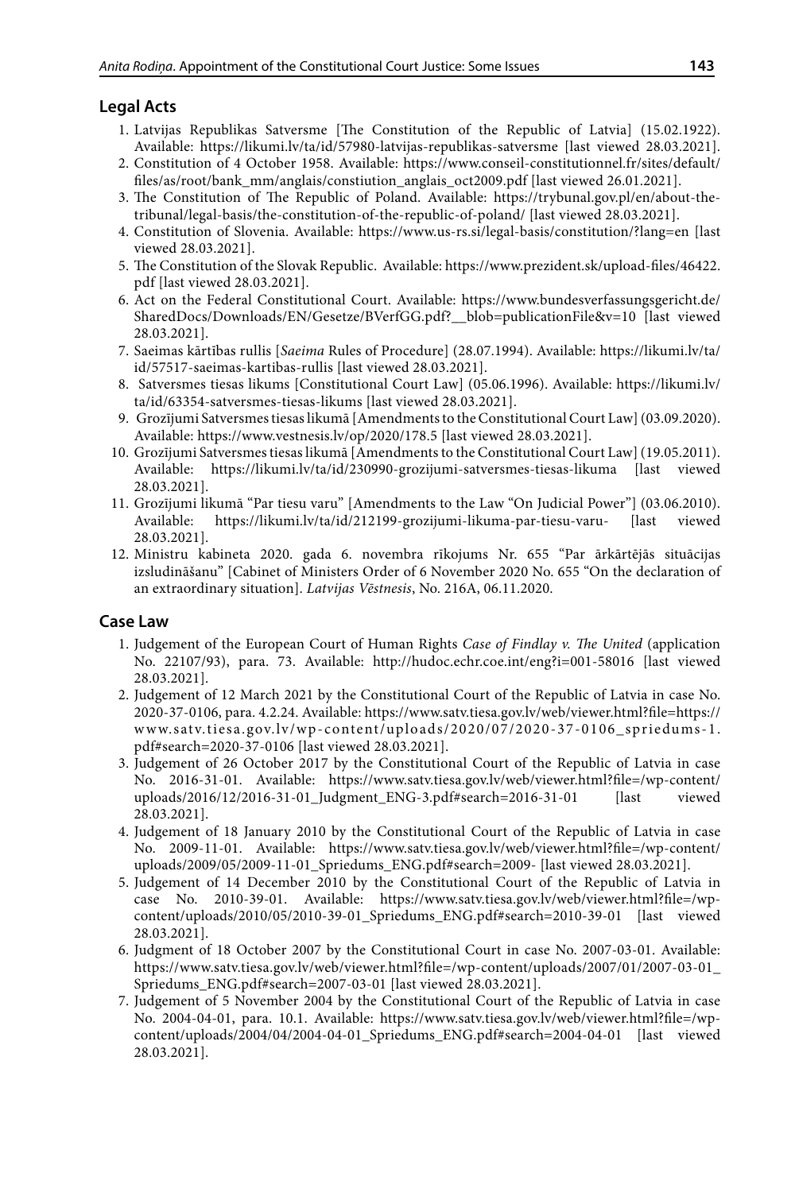## Legal Acts

1. Latvijas Republikas Satversme [The Constitution of the Republic of Latvia] (15.02.1922). Available: https://likumi.lv/ta/id/57980-latvijas-republikas-satversme [last viewed 28.03.2021].
2. Constitution of 4 October 1958. Available: https://www.conseil-constitutionnel.fr/sites/default/files/as/root/bank_mm/anglais/constiution_anglais_oct2009.pdf [last viewed 26.01.2021].
3. The Constitution of The Republic of Poland. Available: https://trybunal.gov.pl/en/about-the-tribunal/legal-basis/the-constitution-of-the-republic-of-poland/ [last viewed 28.03.2021].
4. Constitution of Slovenia. Available: https://www.us-rs.si/legal-basis/constitution/?lang=en [last viewed 28.03.2021].
5. The Constitution of the Slovak Republic. Available: https://www.prezident.sk/upload-files/46422.pdf [last viewed 28.03.2021].
6. Act on the Federal Constitutional Court. Available: https://www.bundesverfassungsgericht.de/SharedDocs/Downloads/EN/Gesetze/BVerfGG.pdf?__blob=publicationFile&v=10 [last viewed 28.03.2021].
7. Saeimas kārtības rullis [*Saeima* Rules of Procedure] (28.07.1994). Available: https://likumi.lv/ta/id/57517-saeimas-kartibas-rullis [last viewed 28.03.2021].
8. Satversmes tiesas likums [Constitutional Court Law] (05.06.1996). Available: https://likumi.lv/ta/id/63354-satversmes-tiesas-likums [last viewed 28.03.2021].
9. Grozījumi Satversmes tiesas likumā [Amendments to the Constitutional Court Law] (03.09.2020). Available: https://www.vestnesis.lv/op/2020/178.5 [last viewed 28.03.2021].
10. Grozījumi Satversmes tiesas likumā [Amendments to the Constitutional Court Law] (19.05.2011). Available: https://likumi.lv/ta/id/230990-grozijumi-satversmes-tiesas-likuma [last viewed 28.03.2021].
11. Grozījumi likumā "Par tiesu varu" [Amendments to the Law "On Judicial Power"] (03.06.2010). Available: https://likumi.lv/ta/id/212199-grozijumi-likuma-par-tiesu-varu- [last viewed 28.03.2021].
12. Ministru kabineta 2020. gada 6. novembra rīkojums Nr. 655 "Par ārkārtējās situācijas izsludināšanu" [Cabinet of Ministers Order of 6 November 2020 No. 655 "On the declaration of an extraordinary situation]. *Latvijas Vēstnesis*, No. 216A, 06.11.2020.

## Case Law

1. Judgement of the European Court of Human Rights *Case of Findlay v. The United* (application No. 22107/93), para. 73. Available: http://hudoc.echr.coe.int/eng?i=001-58016 [last viewed 28.03.2021].
2. Judgement of 12 March 2021 by the Constitutional Court of the Republic of Latvia in case No. 2020-37-0106, para. 4.2.24. Available: https://www.satv.tiesa.gov.lv/web/viewer.html?file=https://www.satv.tiesa.gov.lv/wp-content/uploads/2020/07/2020-37-0106_spriedums-1.pdf#search=2020-37-0106 [last viewed 28.03.2021].
3. Judgement of 26 October 2017 by the Constitutional Court of the Republic of Latvia in case No. 2016-31-01. Available: https://www.satv.tiesa.gov.lv/web/viewer.html?file=/wp-content/uploads/2016/12/2016-31-01_Judgment_ENG-3.pdf#search=2016-31-01 [last viewed 28.03.2021].
4. Judgement of 18 January 2010 by the Constitutional Court of the Republic of Latvia in case No. 2009-11-01. Available: https://www.satv.tiesa.gov.lv/web/viewer.html?file=/wp-content/uploads/2009/05/2009-11-01_Spriedums_ENG.pdf#search=2009- [last viewed 28.03.2021].
5. Judgement of 14 December 2010 by the Constitutional Court of the Republic of Latvia in case No. 2010-39-01. Available: https://www.satv.tiesa.gov.lv/web/viewer.html?file=/wp-content/uploads/2010/05/2010-39-01_Spriedums_ENG.pdf#search=2010-39-01 [last viewed 28.03.2021].
6. Judgment of 18 October 2007 by the Constitutional Court in case No. 2007-03-01. Available: https://www.satv.tiesa.gov.lv/web/viewer.html?file=/wp-content/uploads/2007/01/2007-03-01_Spriedums_ENG.pdf#search=2007-03-01 [last viewed 28.03.2021].
7. Judgement of 5 November 2004 by the Constitutional Court of the Republic of Latvia in case No. 2004-04-01, para. 10.1. Available: https://www.satv.tiesa.gov.lv/web/viewer.html?file=/wp-content/uploads/2004/04/2004-04-01_Spriedums_ENG.pdf#search=2004-04-01 [last viewed 28.03.2021].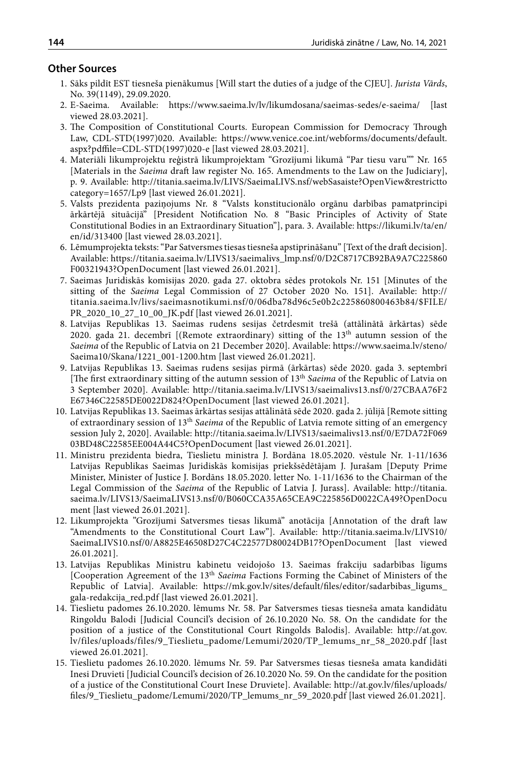## Other Sources

1. Sāks pildīt EST tiesneša pienākumus [Will start the duties of a judge of the CJEU]. *Jurista Vārds*, No. 39(1149), 29.09.2020.
2. E-Saeima. Available: https://www.saeima.lv/lv/likumdosana/saeimas-sedes/e-saeima/ [last viewed 28.03.2021].
3. The Composition of Constitutional Courts. European Commission for Democracy Through Law, CDL-STD(1997)020. Available: https://www.venice.coe.int/webforms/documents/default.aspx?pdffile=CDL-STD(1997)020-e [last viewed 28.03.2021].
4. Materiāli likumprojektu reģistrā likumprojektam "Grozījumi likumā "Par tiesu varu"" Nr. 165 [Materials in the *Saeima* draft law register No. 165. Amendments to the Law on the Judiciary], p. 9. Available: http://titania.saeima.lv/LIVS/SaeimaLIVS.nsf/webSasaiste?OpenView&restricttocategory=1657/Lp9 [last viewed 26.01.2021].
5. Valsts prezidenta paziņojums Nr. 8 "Valsts konstitucionālo orgānu darbības pamatprincipi ārkārtējā situācijā" [President Notification No. 8 "Basic Principles of Activity of State Constitutional Bodies in an Extraordinary Situation"], para. 3. Available: https://likumi.lv/ta/en/en/id/313400 [last viewed 28.03.2021].
6. Lēmumprojekta teksts: "Par Satversmes tiesas tiesneša apstiprināšanu" [Text of the draft decision]. Available: https://titania.saeima.lv/LIVS13/saeimalivs_lmp.nsf/0/D2C8717CB92BA9A7C225860F00321943?OpenDocument [last viewed 26.01.2021].
7. Saeimas Juridiskās komisijas 2020. gada 27. oktobra sēdes protokols Nr. 151 [Minutes of the sitting of the *Saeima* Legal Commission of 27 October 2020 No. 151]. Available: http://titania.saeima.lv/livs/saeimasnotikumi.nsf/0/06dba78d96c5e0b2c225860800463b84/$FILE/PR_2020_10_27_10_00_JK.pdf [last viewed 26.01.2021].
8. Latvijas Republikas 13. Saeimas rudens sesijas četrdesmit trešā (attālinātā ārkārtas) sēde 2020. gada 21. decembrī [(Remote extraordinary) sitting of the 13th autumn session of the *Saeima* of the Republic of Latvia on 21 December 2020]. Available: https://www.saeima.lv/steno/Saeima10/Skana/1221_001-1200.htm [last viewed 26.01.2021].
9. Latvijas Republikas 13. Saeimas rudens sesijas pirmā (ārkārtas) sēde 2020. gada 3. septembrī [The first extraordinary sitting of the autumn session of 13th *Saeima* of the Republic of Latvia on 3 September 2020]. Available: http://titania.saeima.lv/LIVS13/saeimalivs13.nsf/0/27CBAA76F2E67346C22585DE0022D824?OpenDocument [last viewed 26.01.2021].
10. Latvijas Republikas 13. Saeimas ārkārtas sesijas attālinātā sēde 2020. gada 2. jūlijā [Remote sitting of extraordinary session of 13th *Saeima* of the Republic of Latvia remote sitting of an emergency session July 2, 2020]. Available: http://titania.saeima.lv/LIVS13/saeimalivs13.nsf/0/E7DA72F06903BD48C22585EE004A44C5?OpenDocument [last viewed 26.01.2021].
11. Ministru prezidenta biedra, Tieslietu ministra J. Bordāna 18.05.2020. vēstule Nr. 1-11/1636 Latvijas Republikas Saeimas Juridiskās komisijas priekšsēdētājam J. Jurašam [Deputy Prime Minister, Minister of Justice J. Bordāns 18.05.2020. letter No. 1-11/1636 to the Chairman of the Legal Commission of the *Saeima* of the Republic of Latvia J. Jurass]. Available: http://titania.saeima.lv/LIVS13/SaeimaLIVS13.nsf/0/B060CCA35A65CEA9C225856D0022CA49?OpenDocument [last viewed 26.01.2021].
12. Likumprojekta "Grozījumi Satversmes tiesas likumā" anotācija [Annotation of the draft law "Amendments to the Constitutional Court Law"]. Available: http://titania.saeima.lv/LIVS10/SaeimaLIVS10.nsf/0/A8825E46508D27C4C22577D80024DB17?OpenDocument [last viewed 26.01.2021].
13. Latvijas Republikas Ministru kabinetu veidojošo 13. Saeimas frakciju sadarbības līgums [Cooperation Agreement of the 13th *Saeima* Factions Forming the Cabinet of Ministers of the Republic of Latvia]. Available: https://mk.gov.lv/sites/default/files/editor/sadarbibas_ligums_gala-redakcija_red.pdf [last viewed 26.01.2021].
14. Tieslietu padomes 26.10.2020. lēmums Nr. 58. Par Satversmes tiesas tiesneša amata kandidātu Ringoldu Balodi [Judicial Council's decision of 26.10.2020 No. 58. On the candidate for the position of a justice of the Constitutional Court Ringolds Balodis]. Available: http://at.gov.lv/files/uploads/files/9_Tieslietu_padome/Lemumi/2020/TP_lemums_nr_58_2020.pdf [last viewed 26.01.2021].
15. Tieslietu padomes 26.10.2020. lēmums Nr. 59. Par Satversmes tiesas tiesneša amata kandidāti Inesi Druvieti [Judicial Council's decision of 26.10.2020 No. 59. On the candidate for the position of a justice of the Constitutional Court Inese Druviete]. Available: http://at.gov.lv/files/uploads/files/9_Tieslietu_padome/Lemumi/2020/TP_lemums_nr_59_2020.pdf [last viewed 26.01.2021].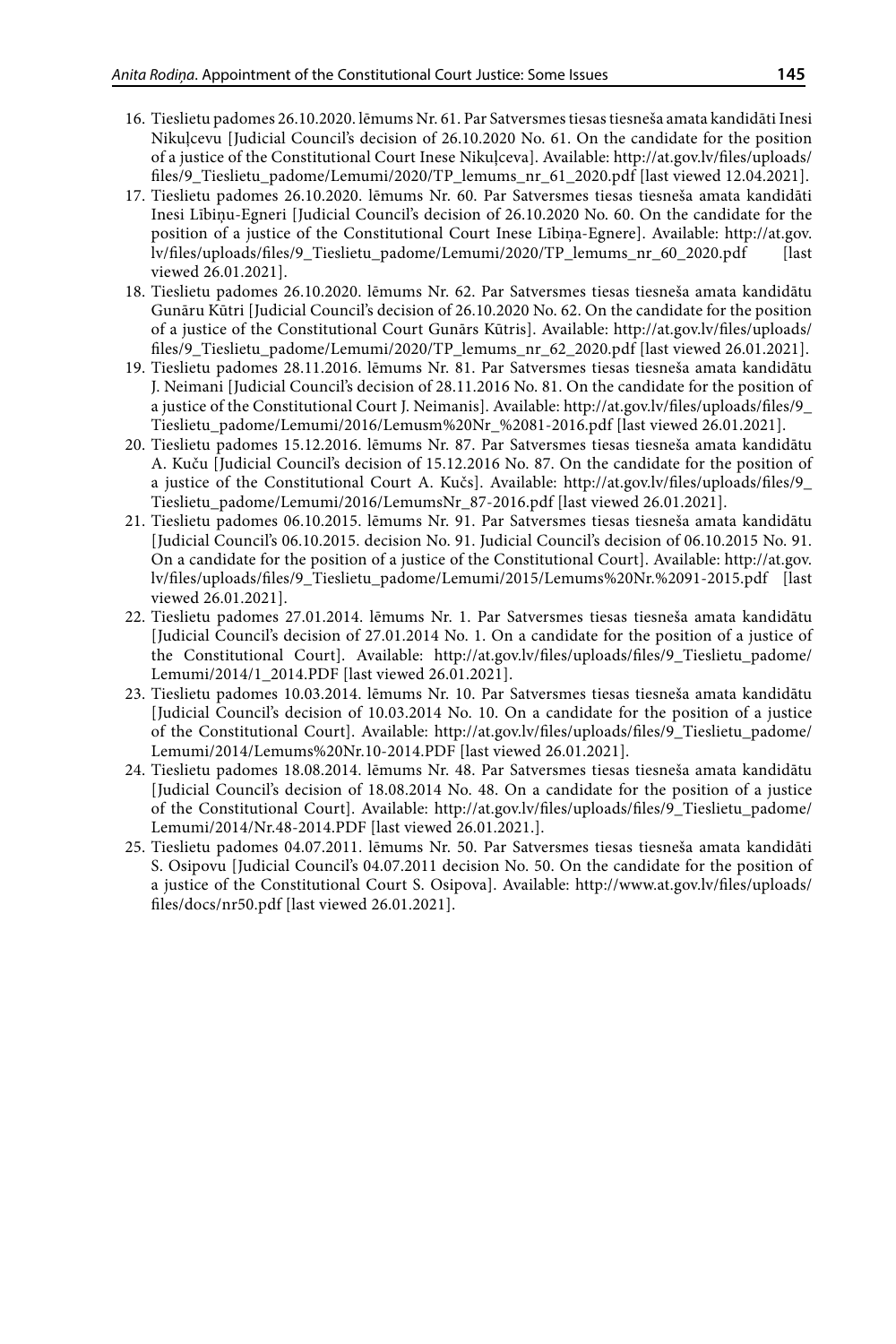16. Tieslietu padomes 26.10.2020. lēmums Nr. 61. Par Satversmes tiesas tiesneša amata kandidāti Inesi Nikuļcevu [Judicial Council's decision of 26.10.2020 No. 61. On the candidate for the position of a justice of the Constitutional Court Inese Nikuļceva]. Available: http://at.gov.lv/files/uploads/files/9_Tieslietu_padome/Lemumi/2020/TP_lemums_nr_61_2020.pdf [last viewed 12.04.2021].
17. Tieslietu padomes 26.10.2020. lēmums Nr. 60. Par Satversmes tiesas tiesneša amata kandidāti Inesi Lībiņu-Egneri [Judicial Council's decision of 26.10.2020 No. 60. On the candidate for the position of a justice of the Constitutional Court Inese Lībiņa-Egnere]. Available: http://at.gov.lv/files/uploads/files/9_Tieslietu_padome/Lemumi/2020/TP_lemums_nr_60_2020.pdf [last viewed 26.01.2021].
18. Tieslietu padomes 26.10.2020. lēmums Nr. 62. Par Satversmes tiesas tiesneša amata kandidātu Gunāru Kūtri [Judicial Council's decision of 26.10.2020 No. 62. On the candidate for the position of a justice of the Constitutional Court Gunārs Kūtris]. Available: http://at.gov.lv/files/uploads/files/9_Tieslietu_padome/Lemumi/2020/TP_lemums_nr_62_2020.pdf [last viewed 26.01.2021].
19. Tieslietu padomes 28.11.2016. lēmums Nr. 81. Par Satversmes tiesas tiesneša amata kandidātu J. Neimani [Judicial Council's decision of 28.11.2016 No. 81. On the candidate for the position of a justice of the Constitutional Court J. Neimanis]. Available: http://at.gov.lv/files/uploads/files/9_Tieslietu_padome/Lemumi/2016/Lemusm%20Nr_%2081-2016.pdf [last viewed 26.01.2021].
20. Tieslietu padomes 15.12.2016. lēmums Nr. 87. Par Satversmes tiesas tiesneša amata kandidātu A. Kuču [Judicial Council's decision of 15.12.2016 No. 87. On the candidate for the position of a justice of the Constitutional Court A. Kučs]. Available: http://at.gov.lv/files/uploads/files/9_Tieslietu_padome/Lemumi/2016/LemumsNr_87-2016.pdf [last viewed 26.01.2021].
21. Tieslietu padomes 06.10.2015. lēmums Nr. 91. Par Satversmes tiesas tiesneša amata kandidātu [Judicial Council's 06.10.2015. decision No. 91. Judicial Council's decision of 06.10.2015 No. 91. On a candidate for the position of a justice of the Constitutional Court]. Available: http://at.gov.lv/files/uploads/files/9_Tieslietu_padome/Lemumi/2015/Lemums%20Nr.%2091-2015.pdf [last viewed 26.01.2021].
22. Tieslietu padomes 27.01.2014. lēmums Nr. 1. Par Satversmes tiesas tiesneša amata kandidātu [Judicial Council's decision of 27.01.2014 No. 1. On a candidate for the position of a justice of the Constitutional Court]. Available: http://at.gov.lv/files/uploads/files/9_Tieslietu_padome/Lemumi/2014/1_2014.PDF [last viewed 26.01.2021].
23. Tieslietu padomes 10.03.2014. lēmums Nr. 10. Par Satversmes tiesas tiesneša amata kandidātu [Judicial Council's decision of 10.03.2014 No. 10. On a candidate for the position of a justice of the Constitutional Court]. Available: http://at.gov.lv/files/uploads/files/9_Tieslietu_padome/Lemumi/2014/Lemums%20Nr.10-2014.PDF [last viewed 26.01.2021].
24. Tieslietu padomes 18.08.2014. lēmums Nr. 48. Par Satversmes tiesas tiesneša amata kandidātu [Judicial Council's decision of 18.08.2014 No. 48. On a candidate for the position of a justice of the Constitutional Court]. Available: http://at.gov.lv/files/uploads/files/9_Tieslietu_padome/Lemumi/2014/Nr.48-2014.PDF [last viewed 26.01.2021.].
25. Tieslietu padomes 04.07.2011. lēmums Nr. 50. Par Satversmes tiesas tiesneša amata kandidāti S. Osipovu [Judicial Council's 04.07.2011 decision No. 50. On the candidate for the position of a justice of the Constitutional Court S. Osipova]. Available: http://www.at.gov.lv/files/uploads/files/docs/nr50.pdf [last viewed 26.01.2021].